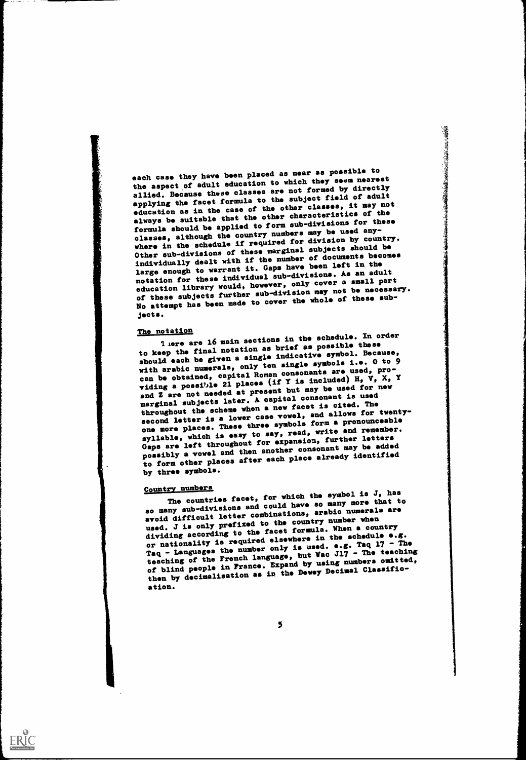each case they have been placed as near as possible to the aspect of adult education to which they seem nearest allied. Because these classes are not formed by directly applying the facet formula to the subject field of adult education as in the case of the other classes, it may not always be suitable that the other characteristics of the formula should be applied to form sub-divisions for these classes, although the country numbers may be used anywhere in the schedule if required for division by country. Other sub-divisions of these marginal subjects should be individually dealt with if the number of documents becomes large enough to warrant it. Gaps have been left in the notation for these individual sub-divisions. As an adult education library would, however, only cover a small part of these subjects further sub-division may not be necessary. No attempt has been made to cover the whole of these subjects.

## The notation

There are 16 main sections in the schedule. In order to keep the final notation as brief as possible these should each be given a single indicative symbol. Because, with arabic numerals, only ten single symbols i.e. 0 to 9 can be obtained, capital Roman consonants are used, providing a possible 21 places (if Y is included) H, V, X, Y and Z are not needed at present but may be used for new marginal subjects later. A capital consonant is used throughout the scheme when a new facet is cited. The second letter is a lower case vowel, and allows for twenty-one more places. These three symbols form a pronounceable syllable, which is easy to say, read, write and remember. Gaps are left throughout for expansion, further letters possibly a vowel and then another consonant may be added to form other places after each place already identified by three symbols.

## Country numbers

The countries facet, for which the symbol is J, has so many sub-divisions and could have so many more that to avoid difficult letter combinations, arabic numerals are used. J is only prefixed to the country number when dividing according to the facet formula. When a country or nationality is required elsewhere in the schedule e.g. Taq - Languages the number only is used. e.g. Taq 17 - The teaching of the French language, but Wac J17 - The teaching of blind people in France. Expand by using numbers omitted, then by decimalisation as in the Dewey Decimal Classification.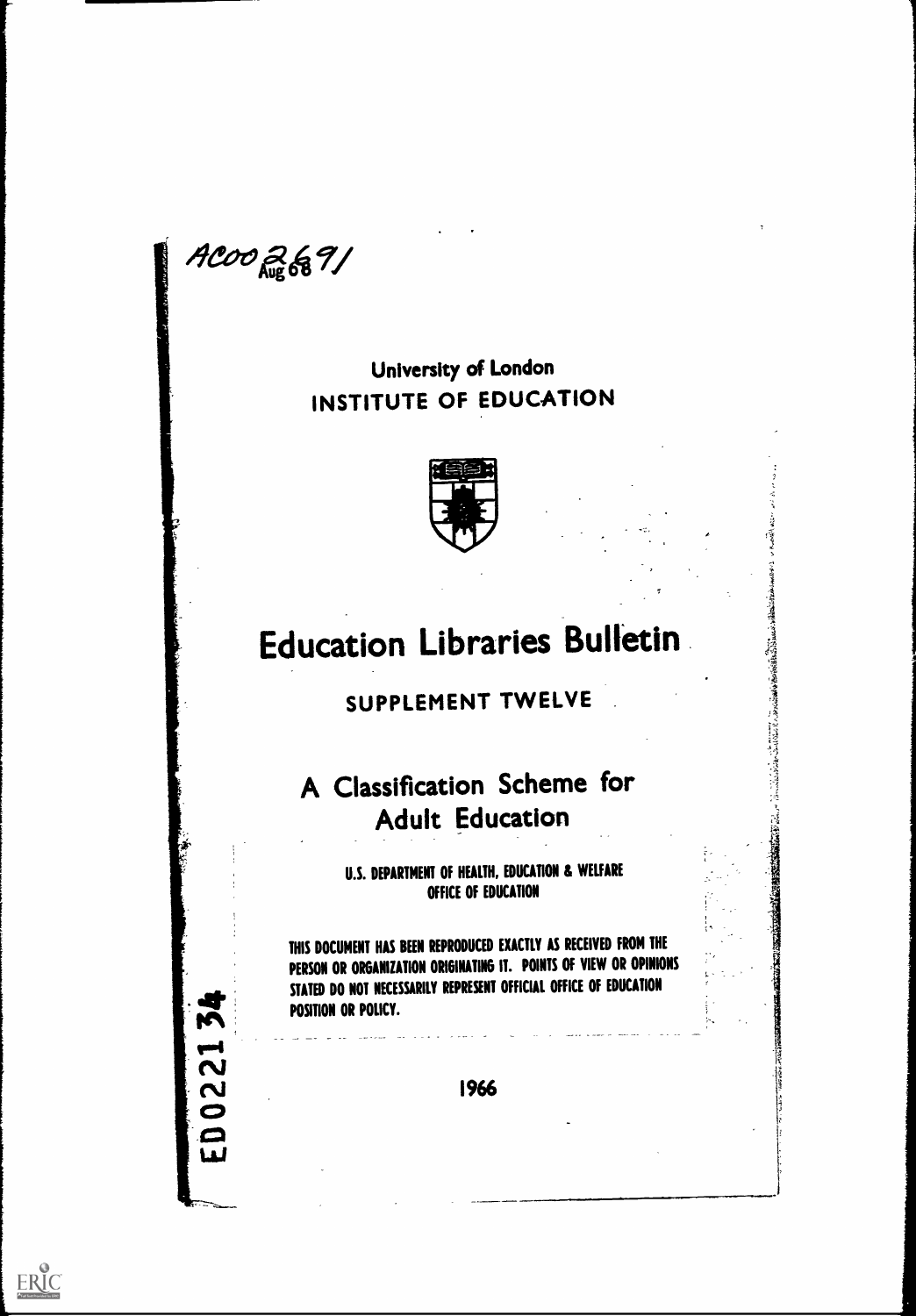AC002691
Aug 68

University of London
INSTITUTE OF EDUCATION

# Education Libraries Bulletin

## SUPPLEMENT TWELVE

## A Classification Scheme for Adult Education

U.S. DEPARTMENT OF HEALTH, EDUCATION & WELFARE
OFFICE OF EDUCATION

THIS DOCUMENT HAS BEEN REPRODUCED EXACTLY AS RECEIVED FROM THE PERSON OR ORGANIZATION ORIGINATING IT. POINTS OF VIEW OR OPINIONS STATED DO NOT NECESSARILY REPRESENT OFFICIAL OFFICE OF EDUCATION POSITION OR POLICY.

ED022134

1966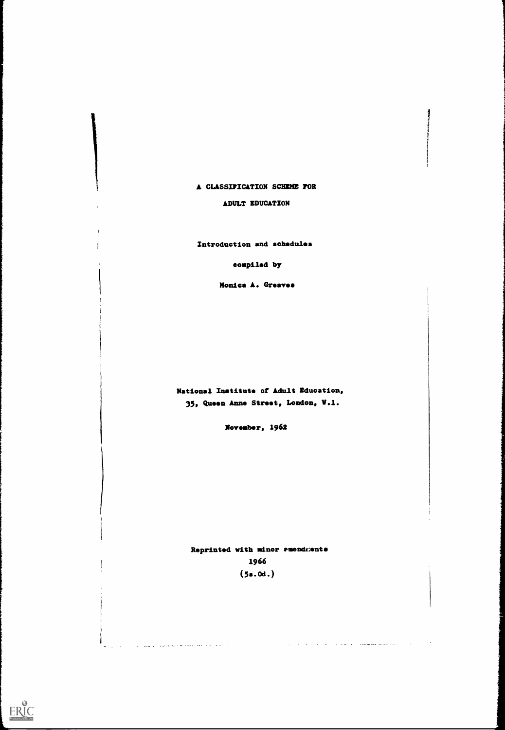# A CLASSIFICATION SCHEME FOR ADULT EDUCATION

Introduction and schedules

compiled by

Monica A. Greaves

National Institute of Adult Education,
35, Queen Anne Street, London, W.1.

November, 1962

Reprinted with minor amendments
1966
(5s.0d.)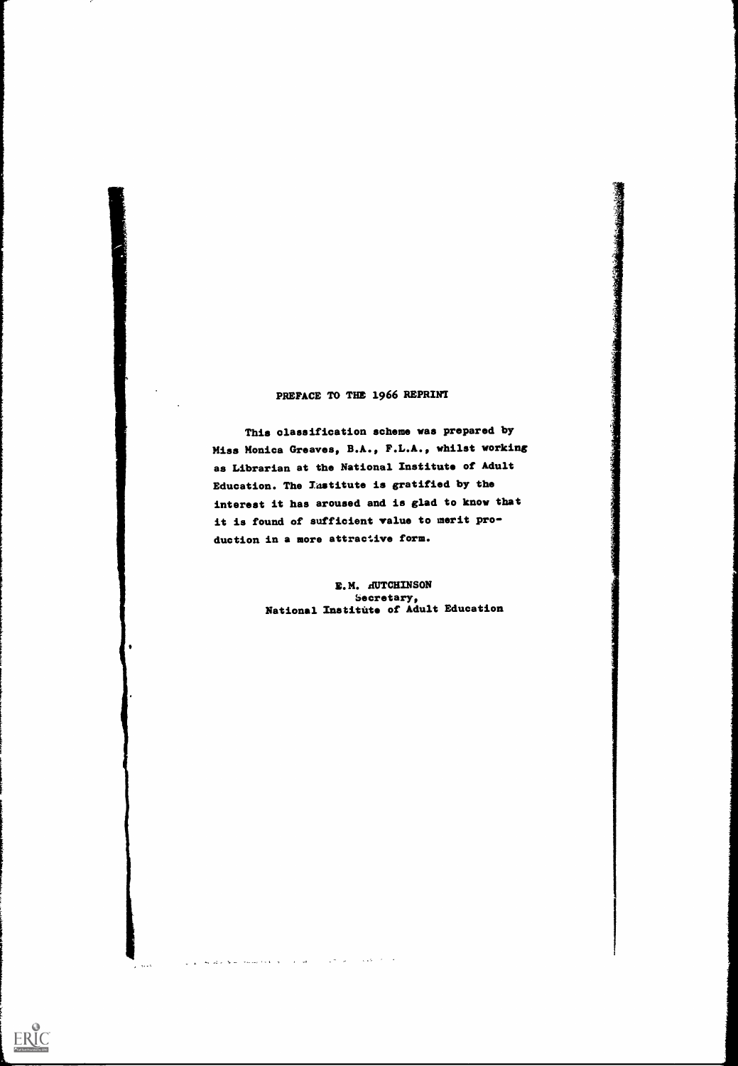## PREFACE TO THE 1966 REPRINT

This classification scheme was prepared by Miss Monica Greaves, B.A., F.L.A., whilst working as Librarian at the National Institute of Adult Education. The Institute is gratified by the interest it has aroused and is glad to know that it is found of sufficient value to merit production in a more attractive form.

E.M. HUTCHINSON  
Secretary,  
National Institute of Adult Education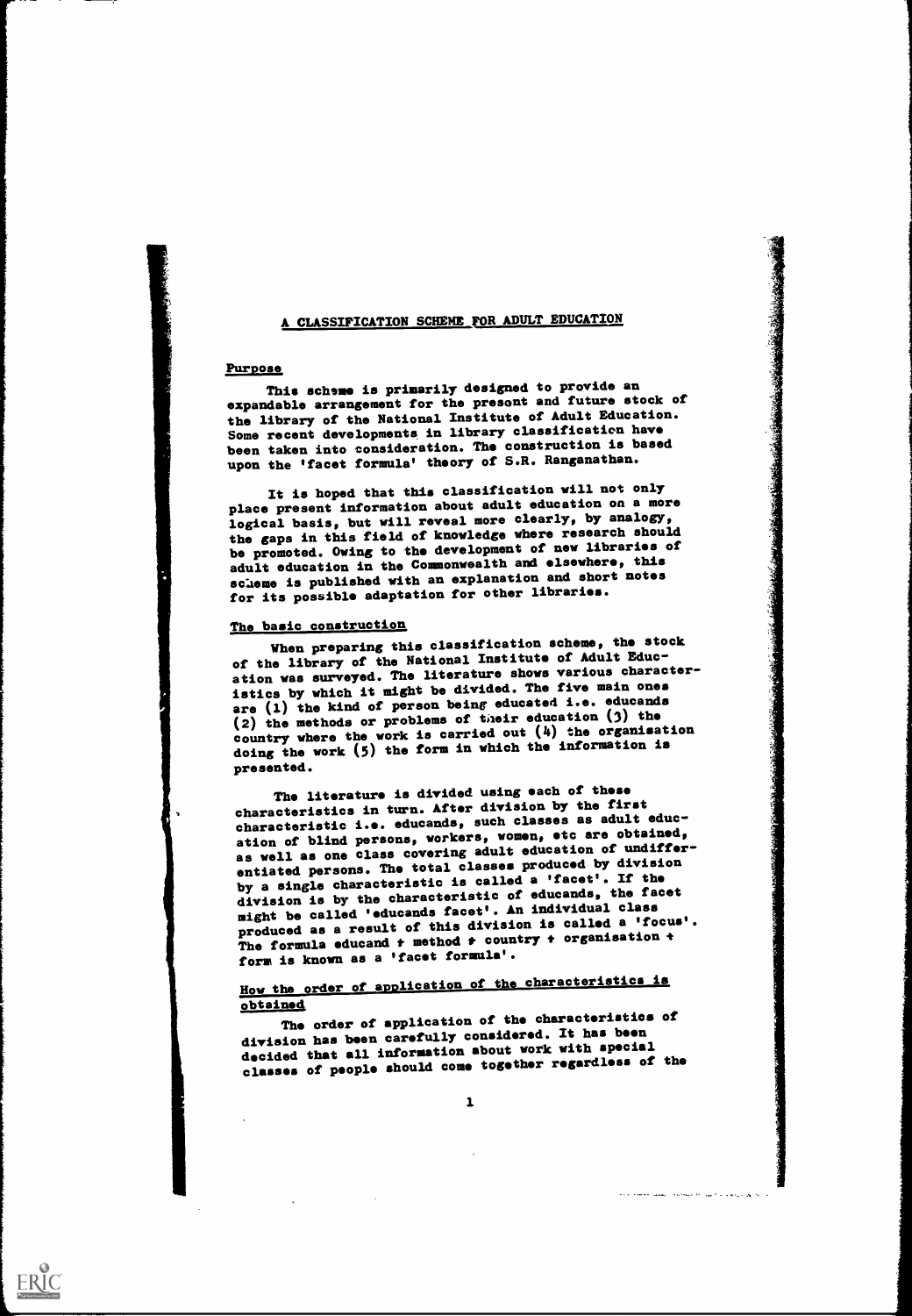## A CLASSIFICATION SCHEME FOR ADULT EDUCATION

### Purpose

This scheme is primarily designed to provide an expandable arrangement for the present and future stock of the library of the National Institute of Adult Education. Some recent developments in library classification have been taken into consideration. The construction is based upon the 'facet formula' theory of S.R. Ranganathan.

It is hoped that this classification will not only place present information about adult education on a more logical basis, but will reveal more clearly, by analogy, the gaps in this field of knowledge where research should be promoted. Owing to the development of new libraries of adult education in the Commonwealth and elsewhere, this scheme is published with an explanation and short notes for its possible adaptation for other libraries.

### The basic construction

When preparing this classification scheme, the stock of the library of the National Institute of Adult Education was surveyed. The literature shows various characteristics by which it might be divided. The five main ones are (1) the kind of person being educated i.e. educands (2) the methods or problems of their education (3) the country where the work is carried out (4) the organisation doing the work (5) the form in which the information is presented.

The literature is divided using each of these characteristics in turn. After division by the first characteristic i.e. educands, such classes as adult education of blind persons, workers, women, etc are obtained, as well as one class covering adult education of undifferentiated persons. The total classes produced by division by a single characteristic is called a 'facet'. If the division is by the characteristic of educands, the facet might be called 'educands facet'. An individual class produced as a result of this division is called a 'focus'. The formula educand + method + country + organisation + form is known as a 'facet formula'.

### How the order of application of the characteristics is obtained

The order of application of the characteristics of division has been carefully considered. It has been decided that all information about work with special classes of people should come together regardless of the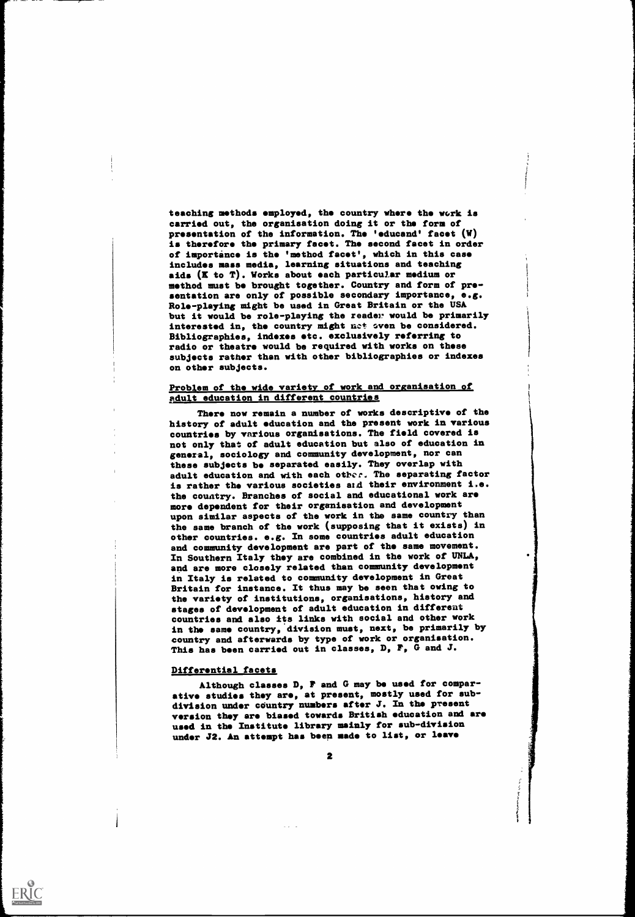teaching methods employed, the country where the work is carried out, the organisation doing it or the form of presentation of the information. The 'educand' facet (W) is therefore the primary facet. The second facet in order of importance is the 'method facet', which in this case includes mass media, learning situations and teaching aids (K to T). Works about each particular medium or method must be brought together. Country and form of presentation are only of possible secondary importance, e.g. Role-playing might be used in Great Britain or the USA but it would be role-playing the reader would be primarily interested in, the country might not even be considered. Bibliographies, indexes etc. exclusively referring to radio or theatre would be required with works on these subjects rather than with other bibliographies or indexes on other subjects.

## Problem of the wide variety of work and organisation of adult education in different countries

There now remain a number of works descriptive of the history of adult education and the present work in various countries by various organisations. The field covered is not only that of adult education but also of education in general, sociology and community development, nor can these subjects be separated easily. They overlap with adult education and with each other. The separating factor is rather the various societies and their environment i.e. the country. Branches of social and educational work are more dependent for their organisation and development upon similar aspects of the work in the same country than the same branch of the work (supposing that it exists) in other countries. e.g. In some countries adult education and community development are part of the same movement. In Southern Italy they are combined in the work of UNLA, and are more closely related than community development in Italy is related to community development in Great Britain for instance. It thus may be seen that owing to the variety of institutions, organisations, history and stages of development of adult education in different countries and also its links with social and other work in the same country, division must, next, be primarily by country and afterwards by type of work or organisation. This has been carried out in classes, D, F, G and J.

## Differential facets

Although classes D, F and G may be used for comparative studies they are, at present, mostly used for subdivision under country numbers after J. In the present version they are biased towards British education and are used in the Institute library mainly for sub-division under J2. An attempt has been made to list, or leave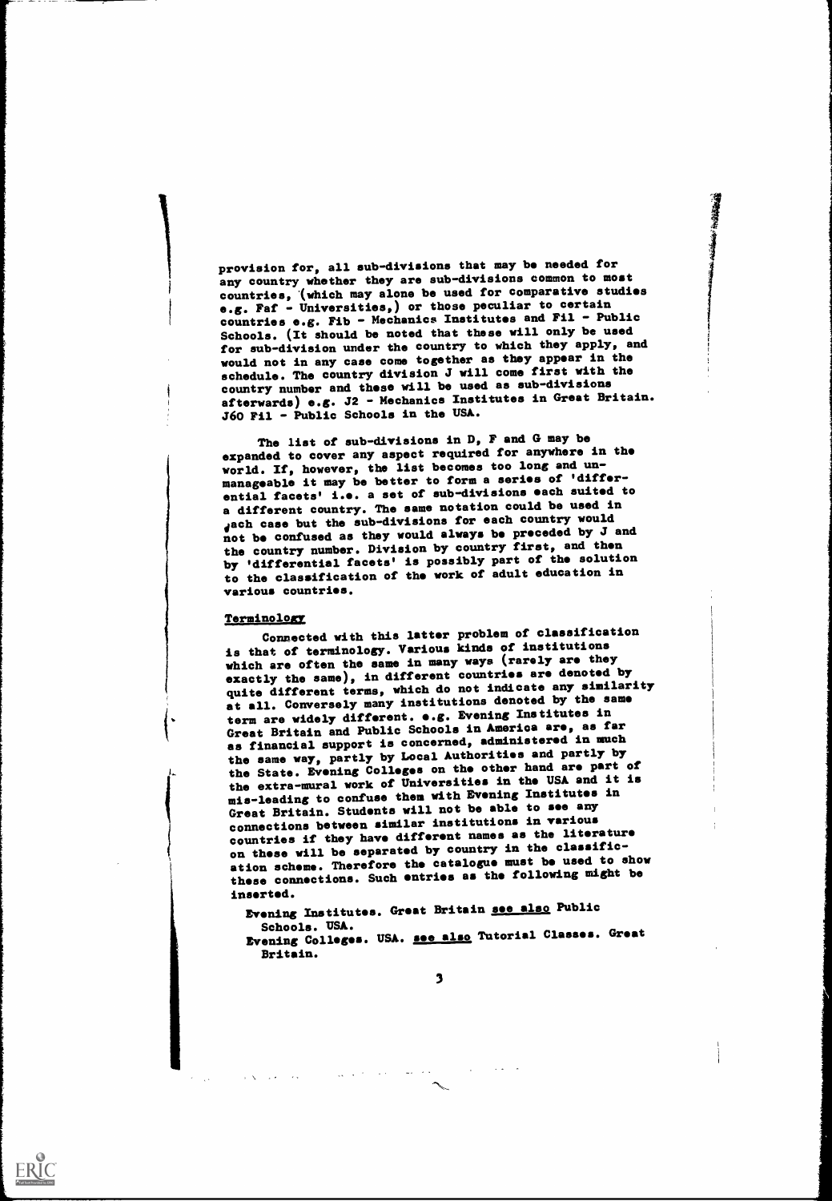provision for, all sub-divisions that may be needed for any country whether they are sub-divisions common to most countries, (which may alone be used for comparative studies e.g. Faf - Universities,) or those peculiar to certain countries e.g. Fib - Mechanics Institutes and Fil - Public Schools. (It should be noted that these will only be used for sub-division under the country to which they apply, and would not in any case come together as they appear in the schedule. The country division J will come first with the country number and these will be used as sub-divisions afterwards) e.g. J2 - Mechanics Institutes in Great Britain. J60 Fil - Public Schools in the USA.

The list of sub-divisions in D, F and G may be expanded to cover any aspect required for anywhere in the world. If, however, the list becomes too long and unmanageable it may be better to form a series of 'differential facets' i.e. a set of sub-divisions each suited to a different country. The same notation could be used in each case but the sub-divisions for each country would not be confused as they would always be preceded by J and the country number. Division by country first, and then by 'differential facets' is possibly part of the solution to the classification of the work of adult education in various countries.

## Terminology

Connected with this latter problem of classification is that of terminology. Various kinds of institutions which are often the same in many ways (rarely are they exactly the same), in different countries are denoted by quite different terms, which do not indicate any similarity at all. Conversely many institutions denoted by the same term are widely different. e.g. Evening Institutes in Great Britain and Public Schools in America are, as far as financial support is concerned, administered in much the same way, partly by Local Authorities and partly by the State. Evening Colleges on the other hand are part of the extra-mural work of Universities in the USA and it is mis-leading to confuse them with Evening Institutes in Great Britain. Students will not be able to see any connections between similar institutions in various countries if they have different names as the literature on these will be separated by country in the classification scheme. Therefore the catalogue must be used to show these connections. Such entries as the following might be inserted.

Evening Institutes. Great Britain see also Public Schools. USA.

Evening Colleges. USA. see also Tutorial Classes. Great Britain.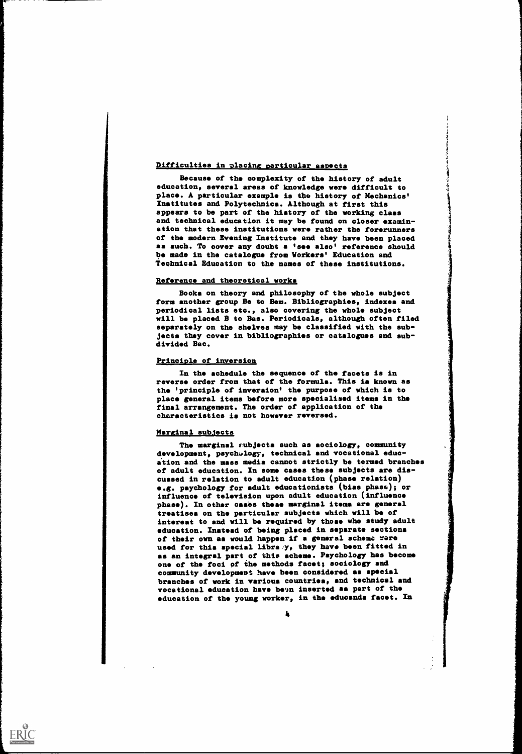## Difficulties in placing particular aspects

Because of the complexity of the history of adult education, several areas of knowledge were difficult to place. A particular example is the history of Mechanics' Institutes and Polytechnics. Although at first this appears to be part of the history of the working class and technical education it may be found on closer examination that these institutions were rather the forerunners of the modern Evening Institute and they have been placed as such. To cover any doubt a 'see also' reference should be made in the catalogue from Workers' Education and Technical Education to the names of these institutions.

## Reference and theoretical works

Books on theory and philosophy of the whole subject form another group Be to Bem. Bibliographies, indexes and periodical lists etc., also covering the whole subject will be placed B to Bas. Periodicals, although often filed separately on the shelves may be classified with the subjects they cover in bibliographies or catalogues and subdivided Bac.

## Principle of inversion

In the schedule the sequence of the facets is in reverse order from that of the formula. This is known as the 'principle of inversion' the purpose of which is to place general items before more specialised items in the final arrangement. The order of application of the characteristics is not however reversed.

## Marginal subjects

The marginal subjects such as sociology, community development, psychology, technical and vocational education and the mass media cannot strictly be termed branches of adult education. In some cases these subjects are discussed in relation to adult education (phase relation) e.g. psychology for adult educationists (bias phase); or influence of television upon adult education (influence phase). In other cases these marginal items are general treatises on the particular subjects which will be of interest to and will be required by those who study adult education. Instead of being placed in separate sections of their own as would happen if a general scheme were used for this special library, they have been fitted in as an integral part of this scheme. Psychology has become one of the foci of the methods facet; sociology and community development have been considered as special branches of work in various countries, and technical and vocational education have been inserted as part of the education of the young worker, in the educands facet. In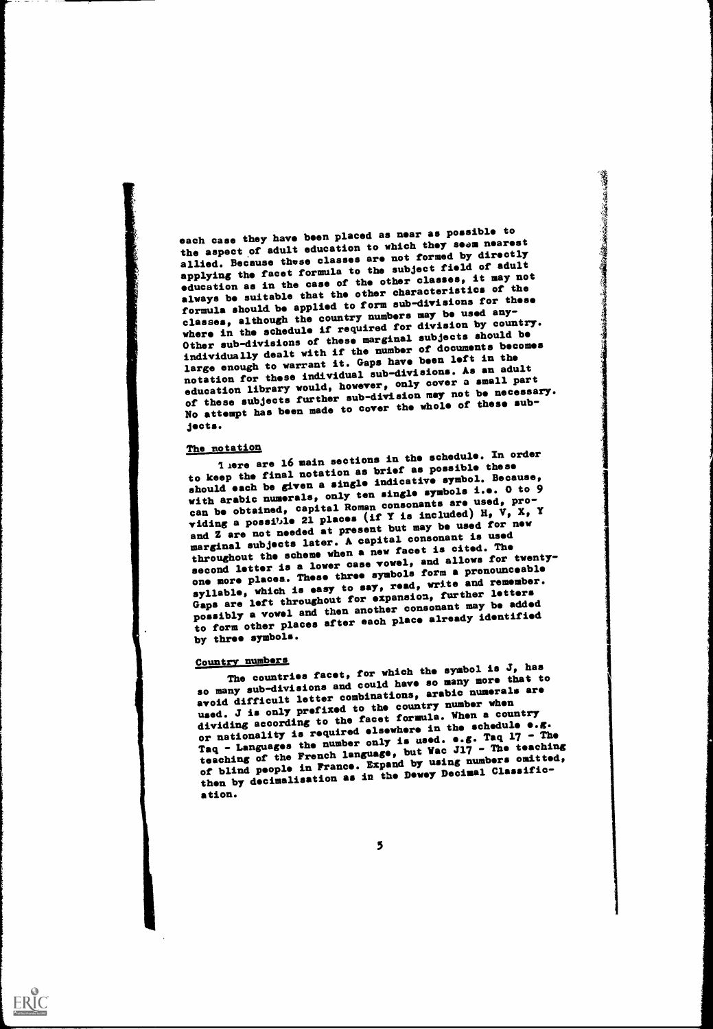each case they have been placed as near as possible to the aspect of adult education to which they seem nearest allied. Because these classes are not formed by directly applying the facet formula to the subject field of adult education as in the case of the other classes, it may not always be suitable that the other characteristics of the formula should be applied to form sub-divisions for these classes, although the country numbers may be used anywhere in the schedule if required for division by country. Other sub-divisions of these marginal subjects should be individually dealt with if the number of documents becomes large enough to warrant it. Gaps have been left in the notation for these individual sub-divisions. As an adult education library would, however, only cover a small part of these subjects further sub-division may not be necessary. No attempt has been made to cover the whole of these subjects.

## The notation

There are 16 main sections in the schedule. In order to keep the final notation as brief as possible these should each be given a single indicative symbol. Because, with arabic numerals, only ten single symbols i.e. 0 to 9 can be obtained, capital Roman consonants are used, providing a possible 21 places (if Y is included) H, V, X, Y and Z are not needed at present but may be used for new marginal subjects later. A capital consonant is used throughout the scheme when a new facet is cited. The second letter is a lower case vowel, and allows for twenty-one more places. These three symbols form a pronounceable syllable, which is easy to say, read, write and remember. Gaps are left throughout for expansion, further letters possibly a vowel and then another consonant may be added to form other places after each place already identified by three symbols.

## Country numbers

The countries facet, for which the symbol is J, has so many sub-divisions and could have so many more that to avoid difficult letter combinations, arabic numerals are used. J is only prefixed to the country number when dividing according to the facet formula. When a country or nationality is required elsewhere in the schedule e.g. Taq - Languages the number only is used. e.g. Taq 17 - The teaching of the French language, but Vac J17 - The teaching of blind people in France. Expand by using numbers omitted, then by decimalisation as in the Dewey Decimal Classification.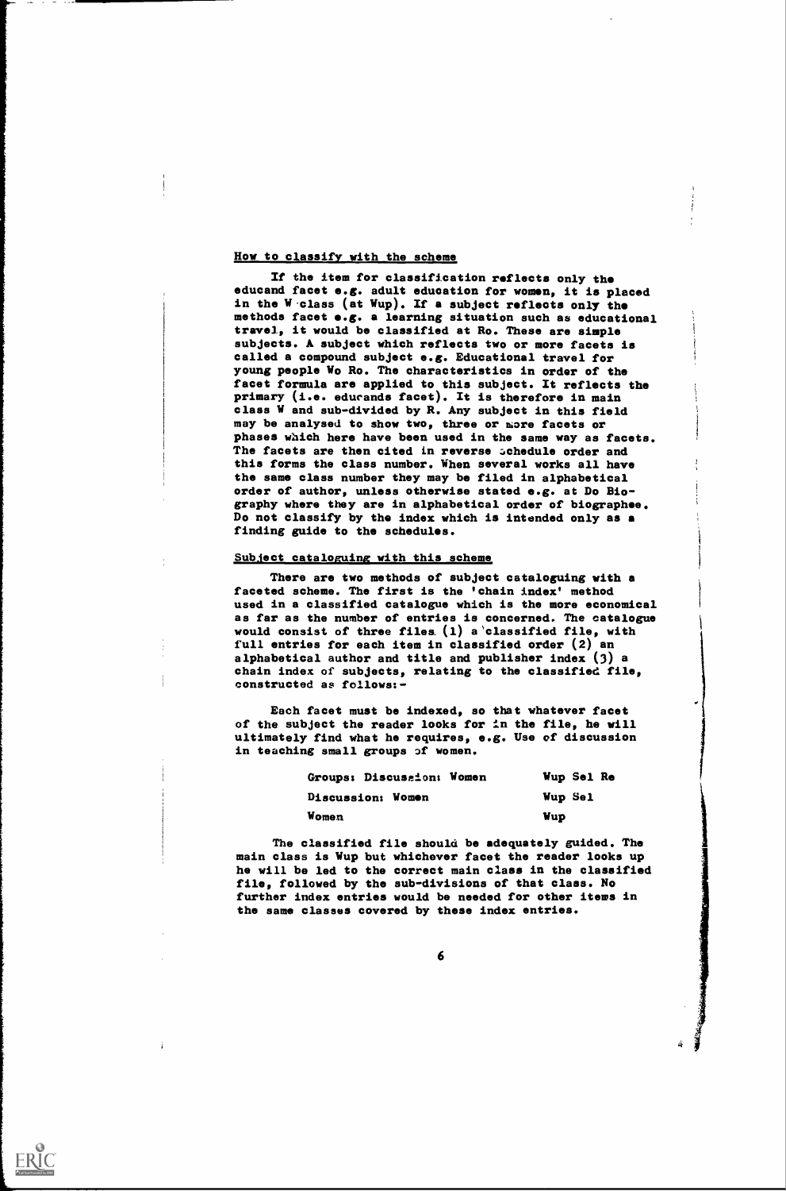## How to classify with the scheme

If the item for classification reflects only the educand facet e.g. adult education for women, it is placed in the W class (at Wup). If a subject reflects only the methods facet e.g. a learning situation such as educational travel, it would be classified at Ro. These are simple subjects. A subject which reflects two or more facets is called a compound subject e.g. Educational travel for young people Wo Ro. The characteristics in order of the facet formula are applied to this subject. It reflects the primary (i.e. educands facet). It is therefore in main class W and sub-divided by R. Any subject in this field may be analysed to show two, three or more facets or phases which here have been used in the same way as facets. The facets are then cited in reverse schedule order and this forms the class number. When several works all have the same class number they may be filed in alphabetical order of author, unless otherwise stated e.g. at Do Biography where they are in alphabetical order of biographee. Do not classify by the index which is intended only as a finding guide to the schedules.

## Subject cataloguing with this scheme

There are two methods of subject cataloguing with a faceted scheme. The first is the 'chain index' method used in a classified catalogue which is the more economical as far as the number of entries is concerned. The catalogue would consist of three files (1) a classified file, with full entries for each item in classified order (2) an alphabetical author and title and publisher index (3) a chain index of subjects, relating to the classified file, constructed as follows:-

Each facet must be indexed, so that whatever facet of the subject the reader looks for in the file, he will ultimately find what he requires, e.g. Use of discussion in teaching small groups of women.

| | |
|---|---|
| Groups: Discussion: Women | Wup Sel Re |
| Discussion: Women | Wup Sel |
| Women | Wup |

The classified file should be adequately guided. The main class is Wup but whichever facet the reader looks up he will be led to the correct main class in the classified file, followed by the sub-divisions of that class. No further index entries would be needed for other items in the same classes covered by these index entries.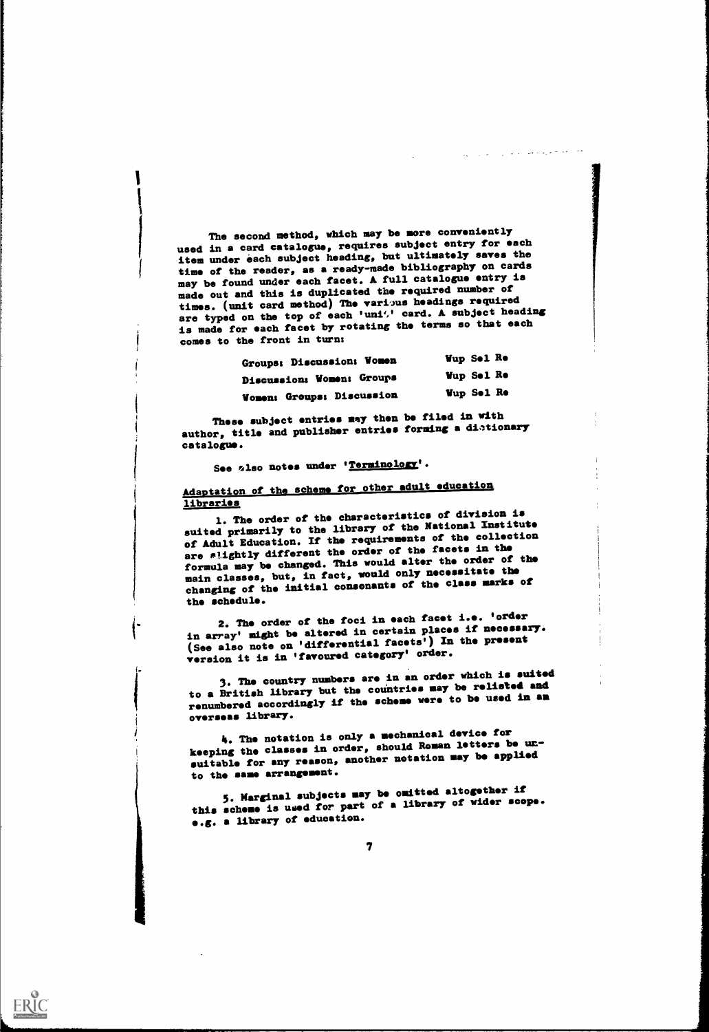The second method, which may be more conveniently used in a card catalogue, requires subject entry for each item under each subject heading, but ultimately saves the time of the reader, as a ready-made bibliography on cards may be found under each facet. A full catalogue entry is made out and this is duplicated the required number of times. (unit card method) The various headings required are typed on the top of each 'unit' card. A subject heading is made for each facet by rotating the terms so that each comes to the front in turn:

| | |
|---|---|
| Groups: Discussion: Women | Wup Sel Re |
| Discussion: Women: Groups | Wup Sel Re |
| Women: Groups: Discussion | Wup Sel Re |

These subject entries may then be filed in with author, title and publisher entries forming a dictionary catalogue.

See also notes under '<u>Terminology</u>'.

## <u>Adaptation of the scheme for other adult education libraries</u>

1. The order of the characteristics of division is suited primarily to the library of the National Institute of Adult Education. If the requirements of the collection are slightly different the order of the facets in the formula may be changed. This would alter the order of the main classes, but, in fact, would only necessitate the changing of the initial consonants of the class marks of the schedule.

2. The order of the foci in each facet i.e. 'order in array' might be altered in certain places if necessary. (See also note on 'differential facets') In the present version it is in 'favoured category' order.

3. The country numbers are in an order which is suited to a British library but the countries may be relisted and renumbered accordingly if the scheme were to be used in an overseas library.

4. The notation is only a mechanical device for keeping the classes in order, should Roman letters be unsuitable for any reason, another notation may be applied to the same arrangement.

5. Marginal subjects may be omitted altogether if this scheme is used for part of a library of wider scope. e.g. a library of education.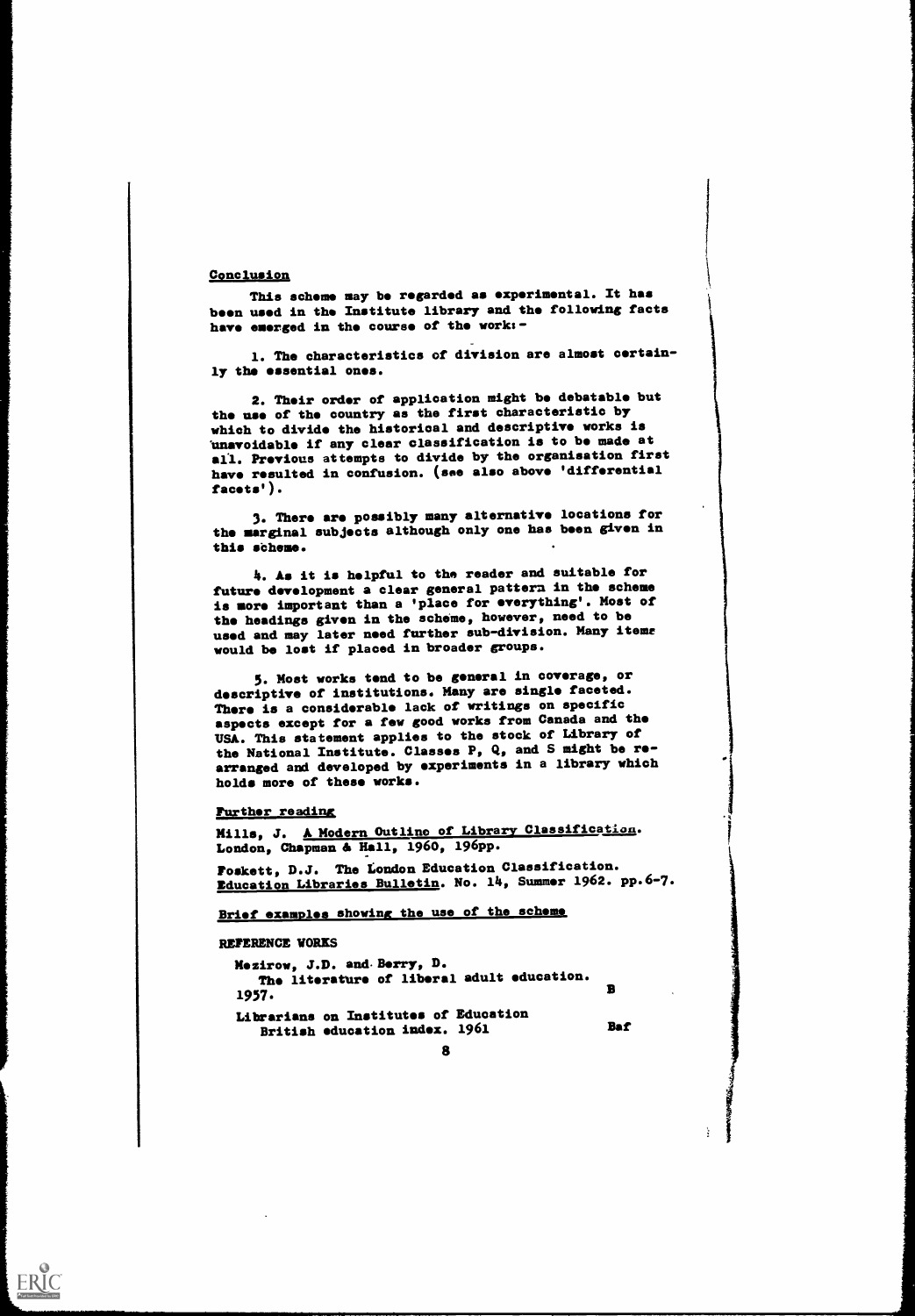## Conclusion

This scheme may be regarded as experimental. It has been used in the Institute library and the following facts have emerged in the course of the work:-

1. The characteristics of division are almost certainly the essential ones.

2. Their order of application might be debatable but the use of the country as the first characteristic by which to divide the historical and descriptive works is unavoidable if any clear classification is to be made at all. Previous attempts to divide by the organisation first have resulted in confusion. (see also above 'differential facets').

3. There are possibly many alternative locations for the marginal subjects although only one has been given in this scheme.

4. As it is helpful to the reader and suitable for future development a clear general pattern in the scheme is more important than a 'place for everything'. Most of the headings given in the scheme, however, need to be used and may later need further sub-division. Many items would be lost if placed in broader groups.

5. Most works tend to be general in coverage, or descriptive of institutions. Many are single faceted. There is a considerable lack of writings on specific aspects except for a few good works from Canada and the USA. This statement applies to the stock of Library of the National Institute. Classes P, Q, and S might be rearranged and developed by experiments in a library which holds more of these works.

## Further reading

Mills, J. A Modern Outline of Library Classification. London, Chapman & Hall, 1960, 196pp.

Foskett, D.J. The London Education Classification. Education Libraries Bulletin. No. 14, Summer 1962. pp.6-7.

## Brief examples showing the use of the scheme

REFERENCE WORKS

| | |
|---|---|
| Mezirow, J.D. and Berry, D. The literature of liberal adult education. 1957. | B |
| Librarians on Institutes of Education British education index. 1961 | Baf |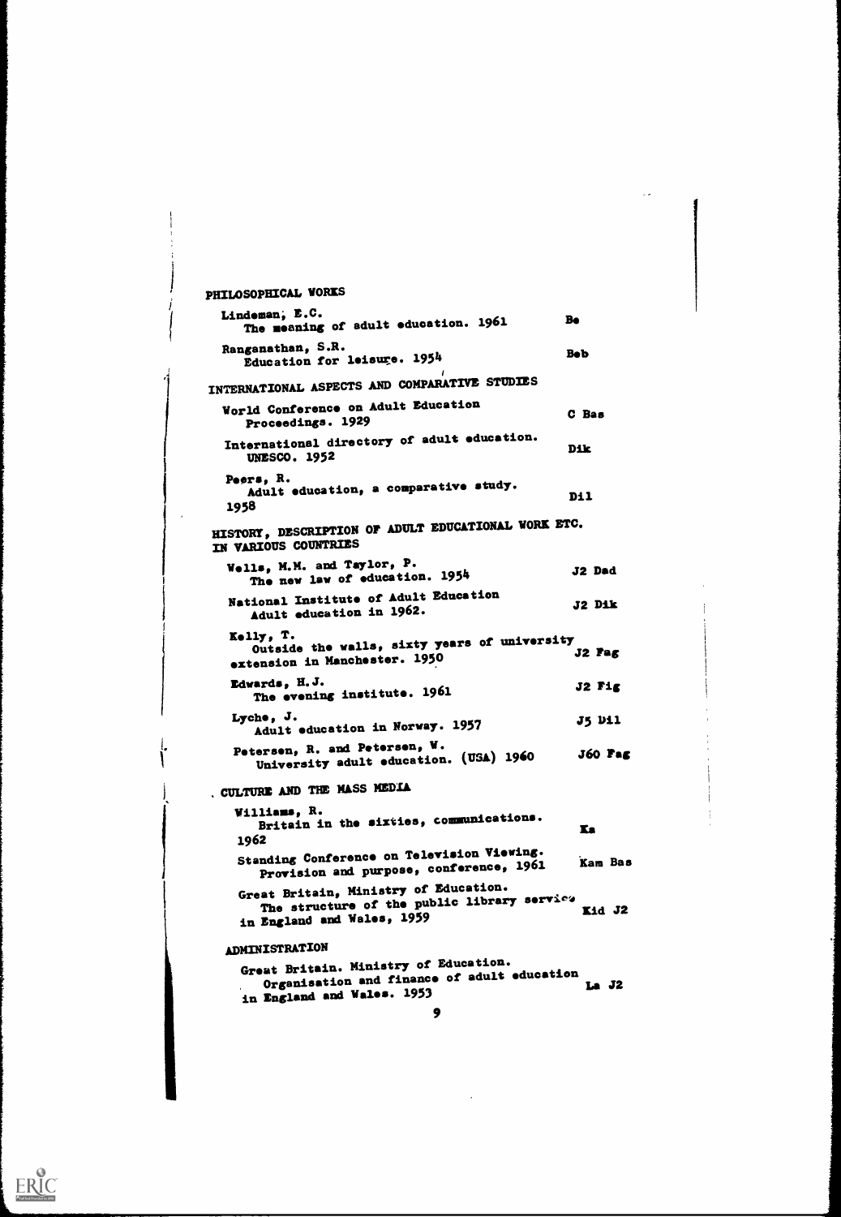## PHILOSOPHICAL WORKS

| | |
|---|---|
| Lindeman, E.C.<br>The meaning of adult education. 1961 | Be |
| Ranganathan, S.R.<br>Education for leisure. 1954 | Beb |

## INTERNATIONAL ASPECTS AND COMPARATIVE STUDIES

| | |
|---|---|
| World Conference on Adult Education<br>Proceedings. 1929 | C Bas |
| International directory of adult education.<br>UNESCO. 1952 | Dik |
| Peers, R.<br>Adult education, a comparative study.<br>1958 | Dil |

## HISTORY, DESCRIPTION OF ADULT EDUCATIONAL WORK ETC. IN VARIOUS COUNTRIES

| | |
|---|---|
| Wells, M.M. and Taylor, P.<br>The new law of education. 1954 | J2 Dad |
| National Institute of Adult Education<br>Adult education in 1962. | J2 Dik |
| Kelly, T.<br>Outside the walls, sixty years of university<br>extension in Manchester. 1950 | J2 Fag |
| Edwards, H.J.<br>The evening institute. 1961 | J2 Fig |
| Lyche, J.<br>Adult education in Norway. 1957 | J5 Dil |
| Petersen, R. and Petersen, W.<br>University adult education. (USA) 1960 | J60 Fag |

## CULTURE AND THE MASS MEDIA

| | |
|---|---|
| Williams, R.<br>Britain in the sixties, communications.<br>1962 | Ka |
| Standing Conference on Television Viewing.<br>Provision and purpose, conference, 1961 | Kam Bas |
| Great Britain, Ministry of Education.<br>The structure of the public library service<br>in England and Wales, 1959 | Kid J2 |

## ADMINISTRATION

| | |
|---|---|
| Great Britain. Ministry of Education.<br>Organisation and finance of adult education<br>in England and Wales. 1953 | La J2 |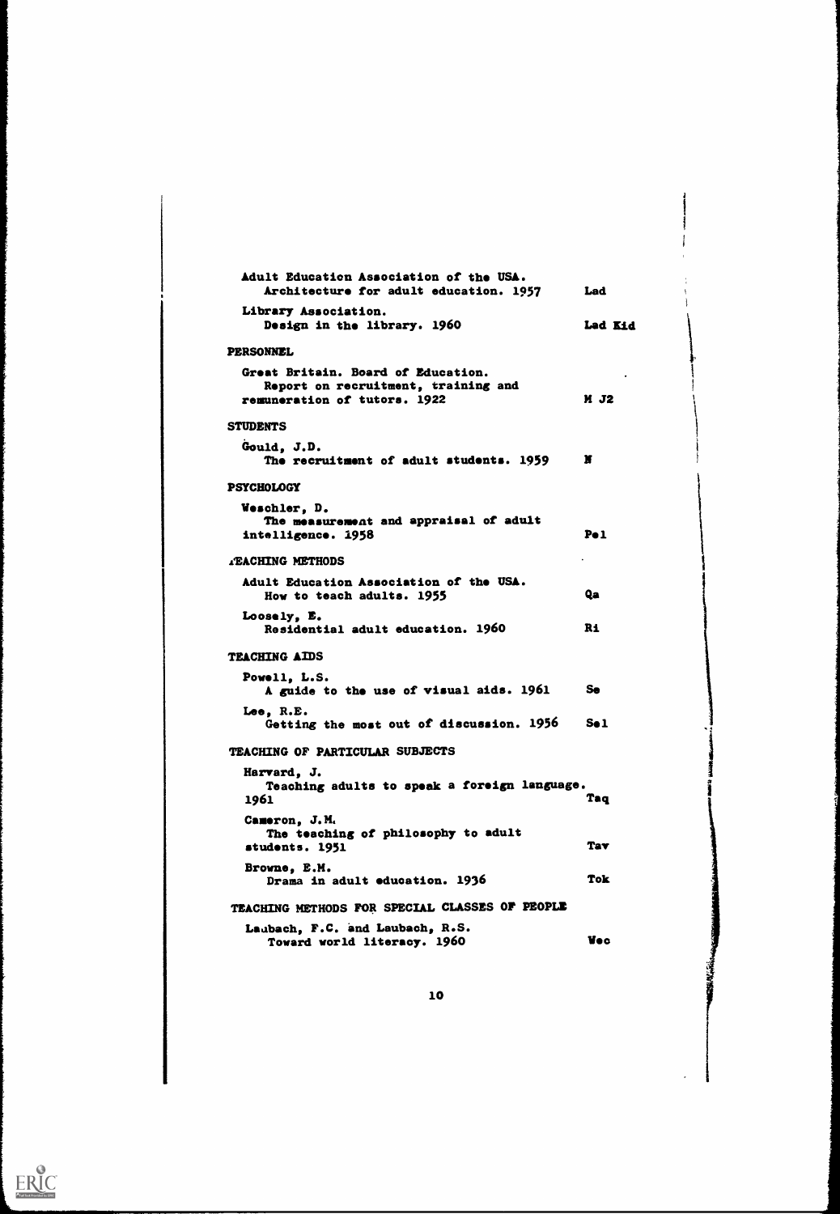Adult Education Association of the USA.
Architecture for adult education. 1957 — Lad

Library Association.
Design in the library. 1960 — Lad Kid

## PERSONNEL

Great Britain. Board of Education.
Report on recruitment, training and remuneration of tutors. 1922 — M J2

## STUDENTS

Gould, J.D.
The recruitment of adult students. 1959 — N

## PSYCHOLOGY

Weschler, D.
The measurement and appraisal of adult intelligence. 1958 — Pel

## TEACHING METHODS

Adult Education Association of the USA.
How to teach adults. 1955 — Qa

Loosely, E.
Residential adult education. 1960 — Ri

## TEACHING AIDS

Powell, L.S.
A guide to the use of visual aids. 1961 — Se

Lee, R.E.
Getting the most out of discussion. 1956 — Sel

## TEACHING OF PARTICULAR SUBJECTS

Harvard, J.
Teaching adults to speak a foreign language. 1961 — Taq

Cameron, J.M.
The teaching of philosophy to adult students. 1951 — Tav

Browne, E.M.
Drama in adult education. 1936 — Tok

## TEACHING METHODS FOR SPECIAL CLASSES OF PEOPLE

Laubach, F.C. and Laubach, R.S.
Toward world literacy. 1960 — Wec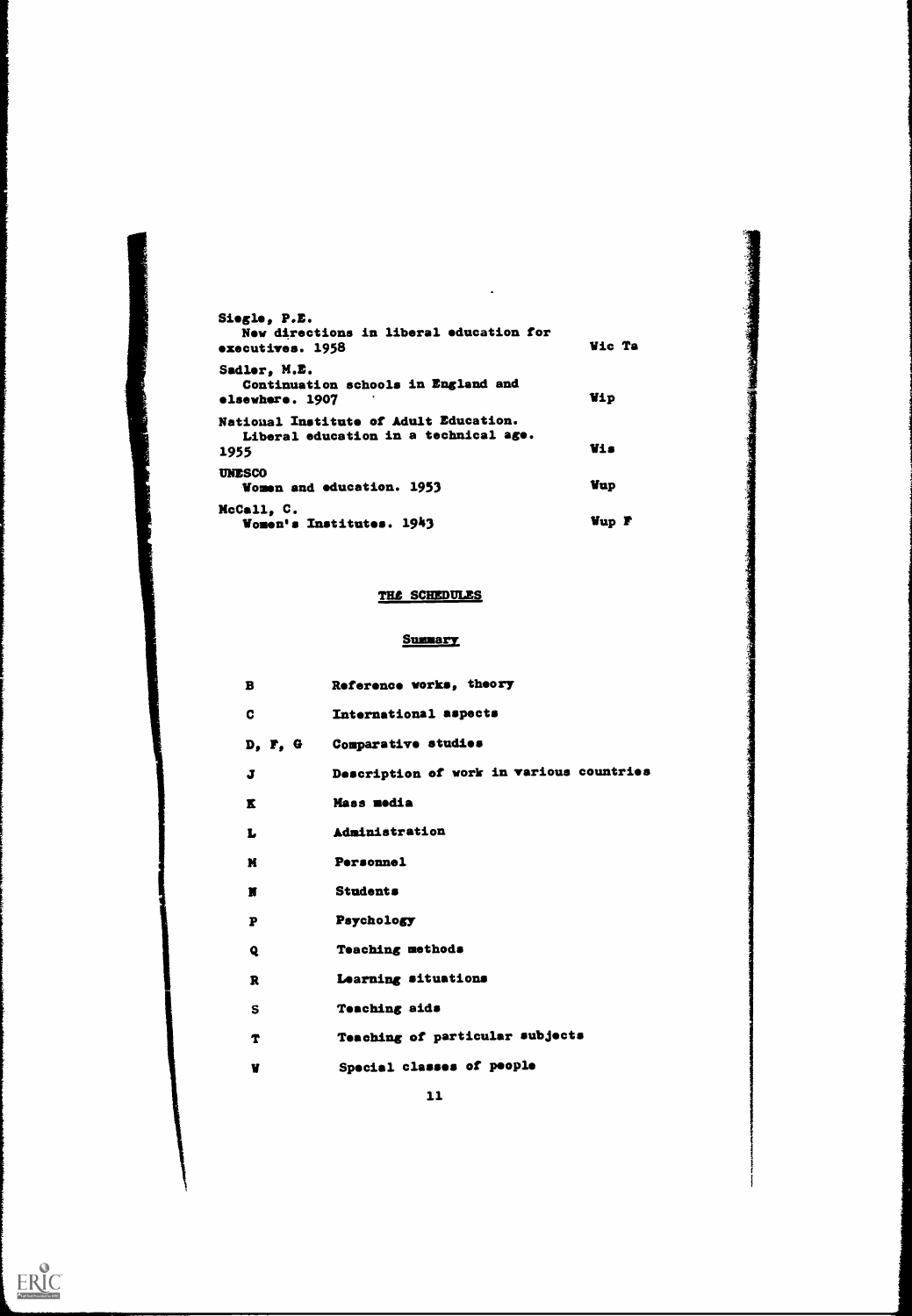Siegle, P.E.
New directions in liberal education for executives. 1958 — Wic Ta

Sadler, M.E.
Continuation schools in England and elsewhere. 1907 — Wip

National Institute of Adult Education.
Liberal education in a technical age. 1955 — Wis

UNESCO
Women and education. 1953 — Wup

McCall, C.
Women's Institutes. 1943 — Wup F

## THE SCHEDULES

### Summary

| | |
|---|---|
| B | Reference works, theory |
| C | International aspects |
| D, F, G | Comparative studies |
| J | Description of work in various countries |
| K | Mass media |
| L | Administration |
| M | Personnel |
| N | Students |
| P | Psychology |
| Q | Teaching methods |
| R | Learning situations |
| S | Teaching aids |
| T | Teaching of particular subjects |
| W | Special classes of people |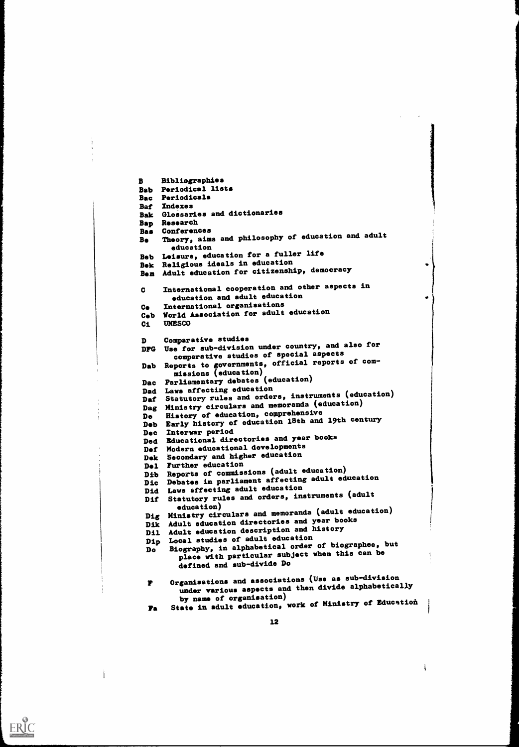B Bibliographies
Bab Periodical lists
Bac Periodicals
Baf Indexes
Bak Glossaries and dictionaries
Bap Research
Bas Conferences
Be Theory, aims and philosophy of education and adult education
Beb Leisure, education for a fuller life
Bek Religious ideals in education
Bem Adult education for citizenship, democracy

C International cooperation and other aspects in education and adult education
Ce International organisations
Ceb World Association for adult education
Ci UNESCO

D Comparative studies
DFG Use for sub-division under country, and also for comparative studies of special aspects
Dab Reports to governments, official reports of commissions (education)
Dac Parliamentary debates (education)
Dad Laws affecting education
Daf Statutory rules and orders, instruments (education)
Dag Ministry circulars and memoranda (education)
De History of education, comprehensive
Deb Early history of education 18th and 19th century
Dec Interwar period
Ded Educational directories and year books
Def Modern educational developments
Dek Secondary and higher education
Del Further education
Dib Reports of commissions (adult education)
Dic Debates in parliament affecting adult education
Did Laws affecting adult education
Dif Statutory rules and orders, instruments (adult education)
Dig Ministry circulars and memoranda (adult education)
Dik Adult education directories and year books
Dil Adult education description and history
Dip Local studies of adult education
Do Biography, in alphabetical order of biographee, but place with particular subject when this can be defined and sub-divide Do

F Organisations and associations (Use as sub-division under various aspects and then divide alphabetically by name of organisation)
Fa State in adult education, work of Ministry of Education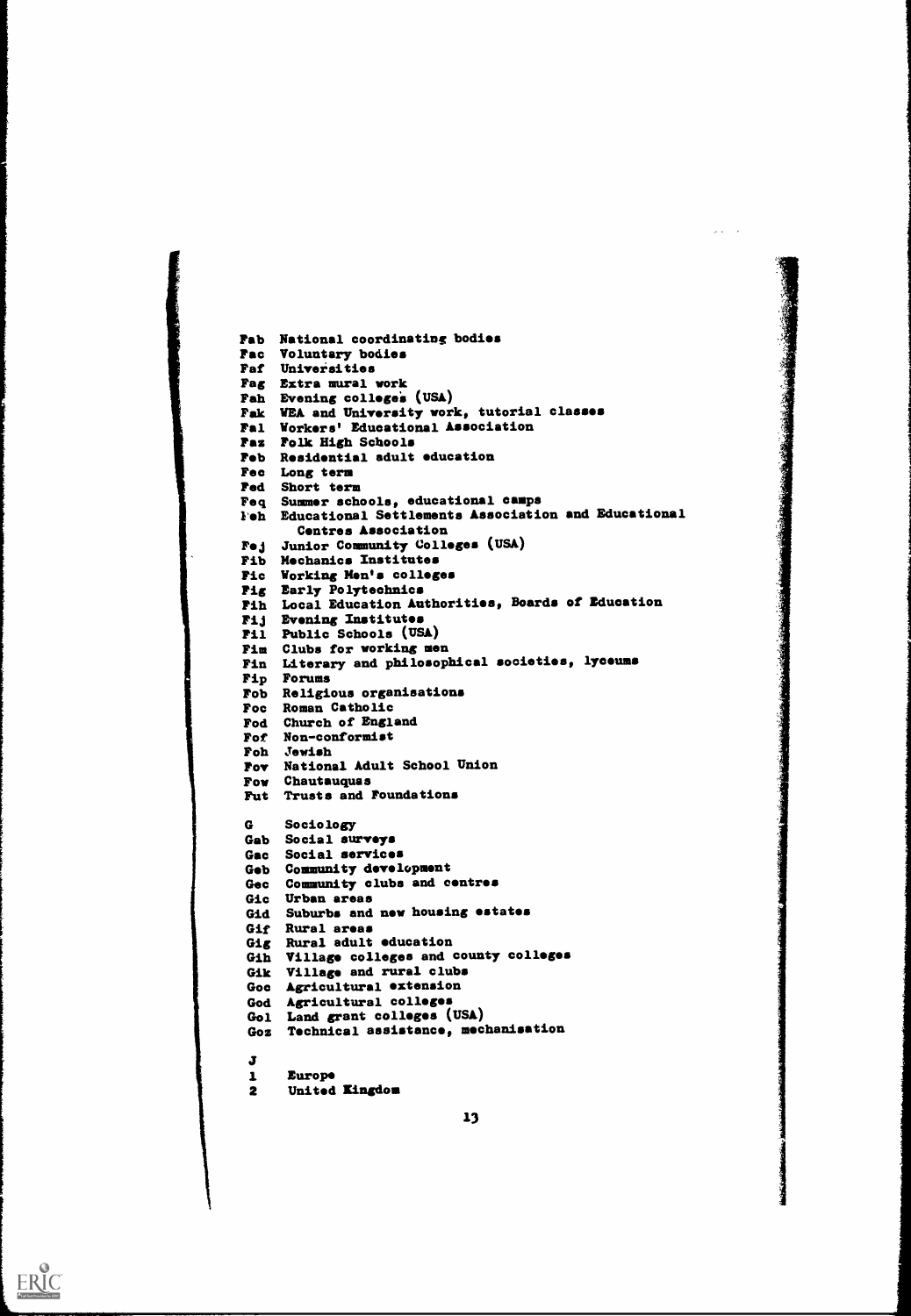Fab National coordinating bodies
Fac Voluntary bodies
Faf Universities
Fag Extra mural work
Fah Evening colleges (USA)
Fak WEA and University work, tutorial classes
Fal Workers' Educational Association
Faz Folk High Schools
Feb Residential adult education
Fec Long term
Fed Short term
Feq Summer schools, educational camps
Feh Educational Settlements Association and Educational Centres Association
Fej Junior Community Colleges (USA)
Fib Mechanics Institutes
Fic Working Men's colleges
Fig Early Polytechnics
Fih Local Education Authorities, Boards of Education
Fij Evening Institutes
Fil Public Schools (USA)
Fim Clubs for working men
Fin Literary and philosophical societies, lyceums
Fip Forums
Fob Religious organisations
Foc Roman Catholic
Fod Church of England
Fof Non-conformist
Foh Jewish
Fov National Adult School Union
Fow Chautauquas
Fut Trusts and Foundations

G Sociology
Gab Social surveys
Gac Social services
Geb Community development
Gec Community clubs and centres
Gic Urban areas
Gid Suburbs and new housing estates
Gif Rural areas
Gig Rural adult education
Gih Village colleges and county colleges
Gik Village and rural clubs
Goc Agricultural extension
God Agricultural colleges
Gol Land grant colleges (USA)
Goz Technical assistance, mechanisation

J
1 Europe
2 United Kingdom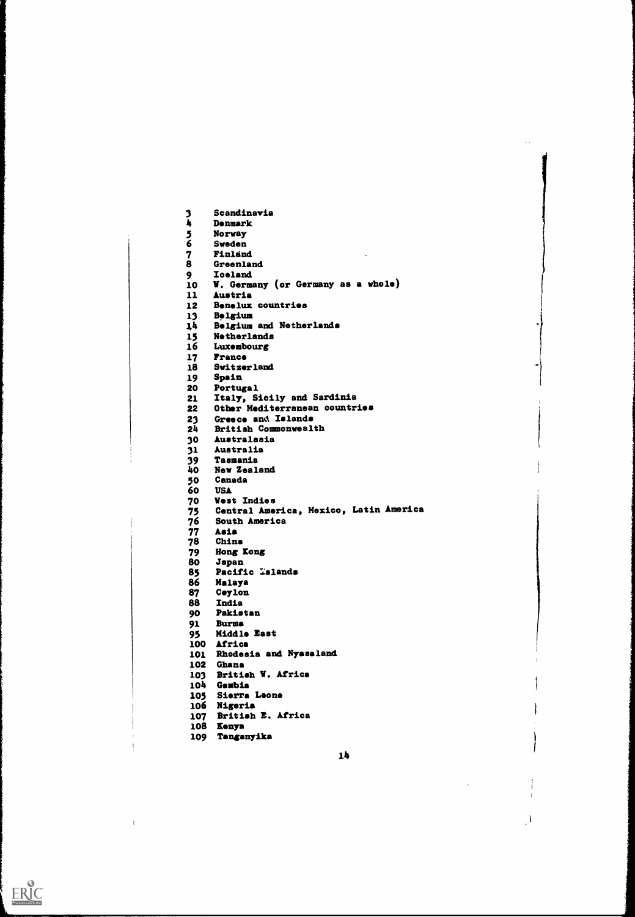3 Scandinavia
4 Denmark
5 Norway
6 Sweden
7 Finland
8 Greenland
9 Iceland
10 W. Germany (or Germany as a whole)
11 Austria
12 Benelux countries
13 Belgium
14 Belgium and Netherlands
15 Netherlands
16 Luxembourg
17 France
18 Switzerland
19 Spain
20 Portugal
21 Italy, Sicily and Sardinia
22 Other Mediterranean countries
23 Greece and Islands
24 British Commonwealth
30 Australasia
31 Australia
39 Tasmania
40 New Zealand
50 Canada
60 USA
70 West Indies
75 Central America, Mexico, Latin America
76 South America
77 Asia
78 China
79 Hong Kong
80 Japan
85 Pacific Islands
86 Malaya
87 Ceylon
88 India
90 Pakistan
91 Burma
95 Middle East
100 Africa
101 Rhodesia and Nyasaland
102 Ghana
103 British W. Africa
104 Gambia
105 Sierra Leone
106 Nigeria
107 British E. Africa
108 Kenya
109 Tanganyika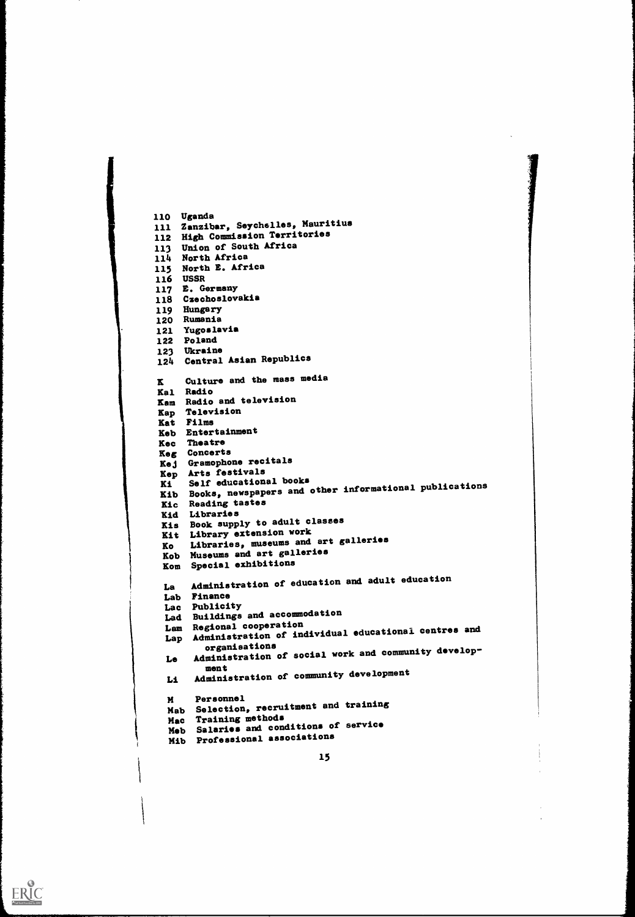110 Uganda
111 Zanzibar, Seychelles, Mauritius
112 High Commission Territories
113 Union of South Africa
114 North Africa
115 North E. Africa
116 USSR
117 E. Germany
118 Czechoslovakia
119 Hungary
120 Rumania
121 Yugoslavia
122 Poland
123 Ukraine
124 Central Asian Republics

K Culture and the mass media
Kal Radio
Kam Radio and television
Kap Television
Kat Films
Keb Entertainment
Kec Theatre
Keg Concerts
Kej Gramophone recitals
Kep Arts festivals
Ki Self educational books
Kib Books, newspapers and other informational publications
Kic Reading tastes
Kid Libraries
Kis Book supply to adult classes
Kit Library extension work
Ko Libraries, museums and art galleries
Kob Museums and art galleries
Kom Special exhibitions

La Administration of education and adult education
Lab Finance
Lac Publicity
Lad Buildings and accommodation
Lam Regional cooperation
Lap Administration of individual educational centres and organisations
Le Administration of social work and community development
Li Administration of community development

M Personnel
Mab Selection, recruitment and training
Mac Training methods
Meb Salaries and conditions of service
Mib Professional associations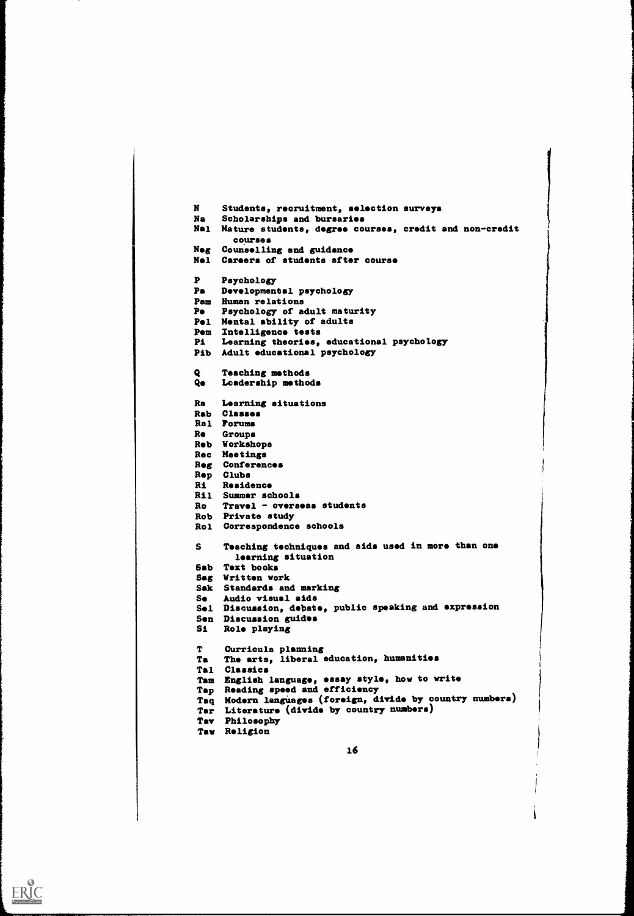N Students, recruitment, selection surveys
Na Scholarships and bursaries
Nal Mature students, degree courses, credit and non-credit courses
Neg Counselling and guidance
Nel Careers of students after course

P Psychology
Pa Developmental psychology
Pam Human relations
Pe Psychology of adult maturity
Pel Mental ability of adults
Pem Intelligence tests
Pi Learning theories, educational psychology
Pib Adult educational psychology

Q Teaching methods
Qe Leadership methods

Ra Learning situations
Rab Classes
Ral Forums
Re Groups
Reb Workshops
Rec Meetings
Reg Conferences
Rep Clubs
Ri Residence
Ril Summer schools
Ro Travel - overseas students
Rob Private study
Rol Correspondence schools

S Teaching techniques and aids used in more than one learning situation
Sab Text books
Sag Written work
Sak Standards and marking
Se Audio visual aids
Sel Discussion, debate, public speaking and expression
Sen Discussion guides
Si Role playing

T Curricula planning
Ta The arts, liberal education, humanities
Tal Classics
Tam English language, essay style, how to write
Tap Reading speed and efficiency
Taq Modern languages (foreign, divide by country numbers)
Tar Literature (divide by country numbers)
Tav Philosophy
Taw Religion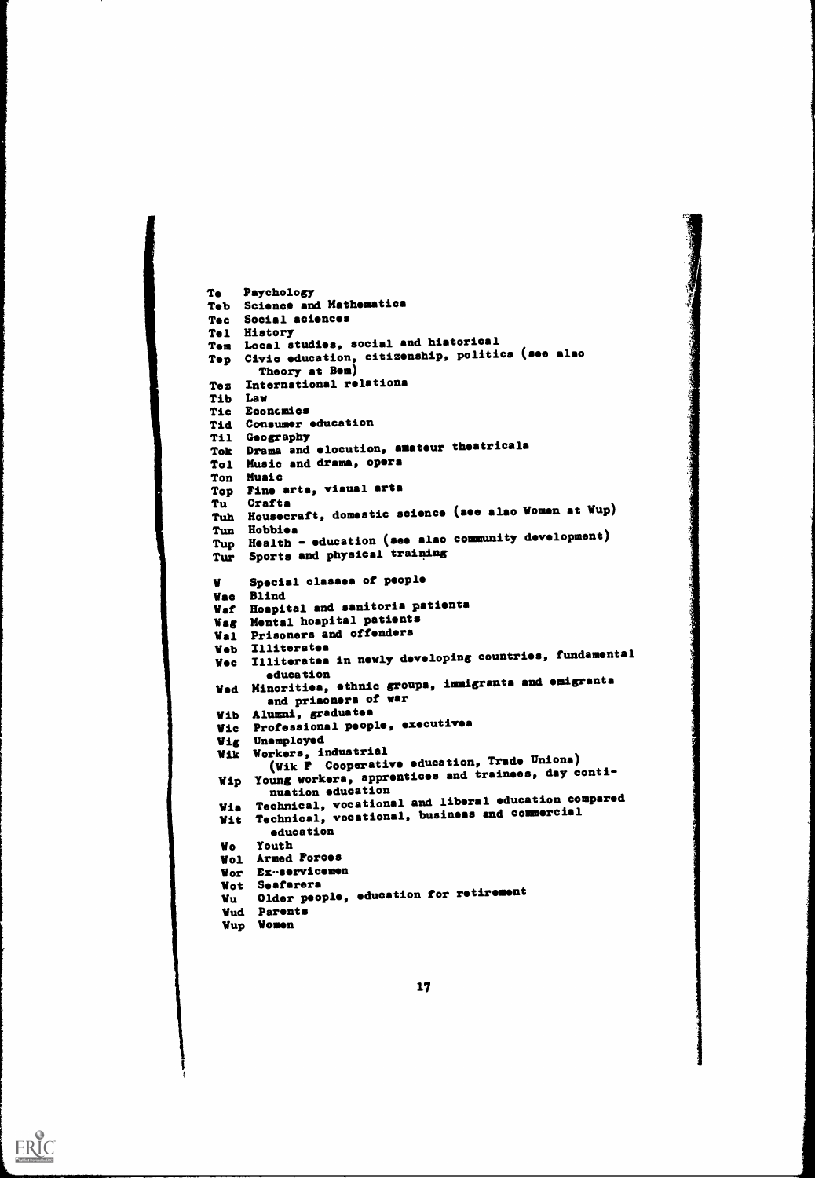Te Psychology
Teb Science and Mathematics
Tec Social sciences
Tel History
Tem Local studies, social and historical
Tep Civic education, citizenship, politics (see also Theory at Bem)
Tez International relations
Tib Law
Tic Economics
Tid Consumer education
Til Geography
Tok Drama and elocution, amateur theatricals
Tol Music and drama, opera
Ton Music
Top Fine arts, visual arts
Tu Crafts
Tuh Housecraft, domestic science (see also Women at Wup)
Tun Hobbies
Tup Health - education (see also community development)
Tur Sports and physical training

W Special classes of people
Wac Blind
Waf Hospital and sanitoria patients
Wag Mental hospital patients
Wal Prisoners and offenders
Web Illiterates
Wec Illiterates in newly developing countries, fundamental education
Wed Minorities, ethnic groups, immigrants and emigrants and prisoners of war
Wib Alumni, graduates
Wic Professional people, executives
Wig Unemployed
Wik Workers, industrial (Wik F Cooperative education, Trade Unions)
Wip Young workers, apprentices and trainees, day continuation education
Wis Technical, vocational and liberal education compared
Wit Technical, vocational, business and commercial education
Wo Youth
Wol Armed Forces
Wor Ex-servicemen
Wot Seafarers
Wu Older people, education for retirement
Wud Parents
Wup Women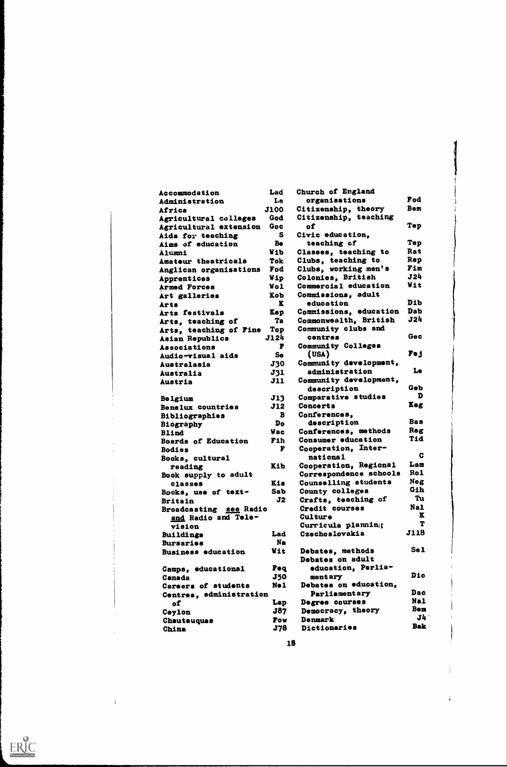| | |
|---|---|
| Accommodation | Lad |
| Administration | La |
| Africa | J100 |
| Agricultural colleges | God |
| Agricultural extension | Goc |
| Aids for teaching | S |
| Aims of education | Be |
| Alumni | Wib |
| Amateur theatricals | Tok |
| Anglican organisations | Fod |
| Apprentices | Wip |
| Armed Forces | Wol |
| Art galleries | Kob |
| Arts | K |
| Arts festivals | Kep |
| Arts, teaching of | Ta |
| Arts, teaching of Fine | Top |
| Asian Republics | J124 |
| Associations | F |
| Audio-visual aids | Se |
| Australasia | J30 |
| Australia | J31 |
| Austria | J11 |
| Belgium | J13 |
| Benelux countries | J12 |
| Bibliographies | B |
| Biography | Do |
| Blind | Wac |
| Boards of Education | Fih |
| Bodies | F |
| Books, cultural reading | Kib |
| Book supply to adult classes | Kis |
| Books, use of text- | Sab |
| Britain | J2 |
| Broadcasting *see* Radio *and* Radio and Television | |
| Buildings | Lad |
| Bursaries | Na |
| Business education | Wit |
| Camps, educational | Feq |
| Canada | J50 |
| Careers of students | Nel |
| Centres, administration of | Lap |
| Ceylon | J87 |
| Chautauquas | Fow |
| China | J78 |
| Church of England organisations | Fod |
| Citizenship, theory | Bem |
| Citizenship, teaching of | Tep |
| Civic education, teaching of | Tep |
| Classes, teaching to | Rat |
| Clubs, teaching to | Rep |
| Clubs, working men's | Fim |
| Colonies, British | J24 |
| Commercial education | Wit |
| Commissions, adult education | Dib |
| Commissions, education | Dab |
| Commonwealth, British | J24 |
| Community clubs and centres | Gec |
| Community Colleges (USA) | Fej |
| Community development, administration | Le |
| Community development, description | Geb |
| Comparative studies | D |
| Concerts | Keg |
| Conferences, description | Bas |
| Conferences, methods | Reg |
| Consumer education | Tid |
| Cooperation, International | C |
| Cooperation, Regional | Lam |
| Correspondence schools | Rol |
| Counselling students | Neg |
| County colleges | Gih |
| Crafts, teaching of | Tu |
| Credit courses | Nal |
| Culture | K |
| Curricula planning | T |
| Czechoslovakia | J118 |
| Debates, methods | Sel |
| Debates on adult education, Parliamentary | Dic |
| Debates on education, Parliamentary | Dac |
| Degree courses | Nal |
| Democracy, theory | Bem |
| Denmark | J4 |
| Dictionaries | Bak |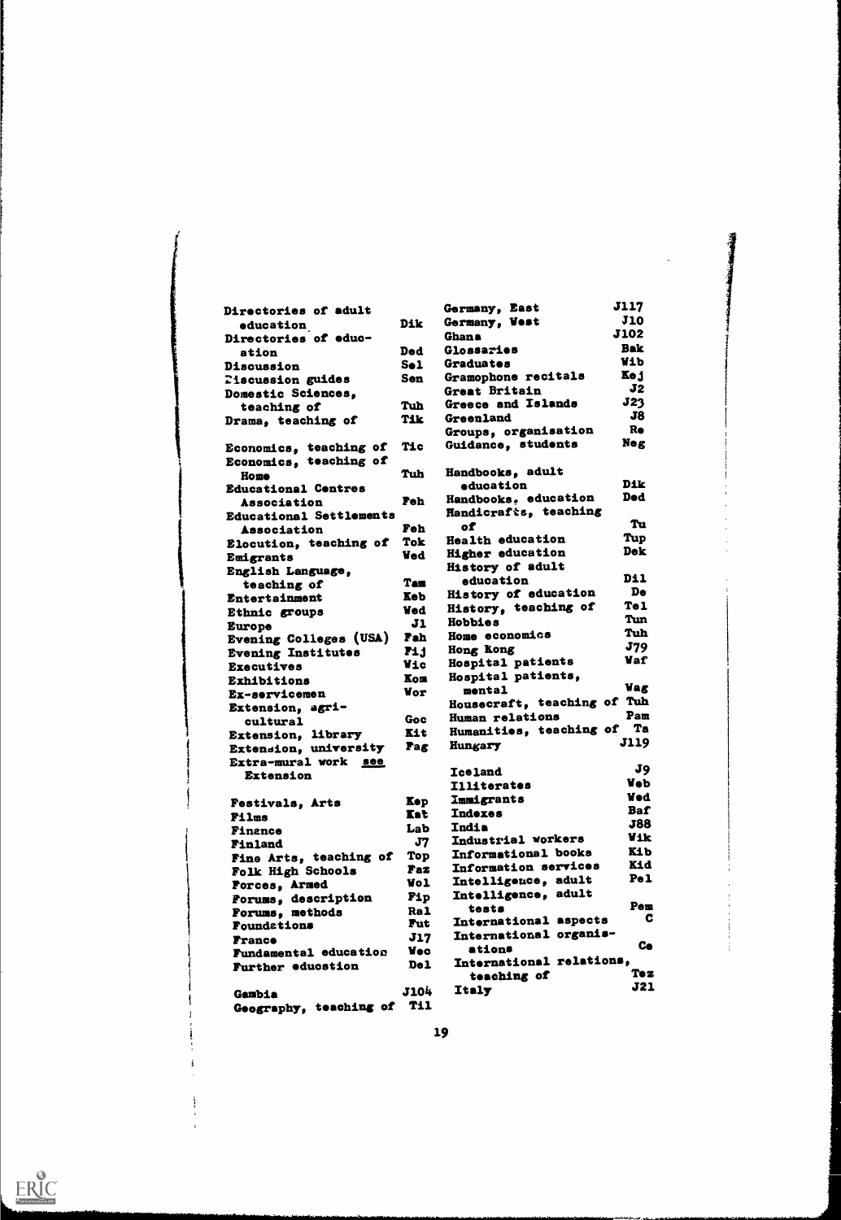| | |
|---|---|
| Directories of adult education | Dik |
| Directories of education | Ded |
| Discussion | Sel |
| Discussion guides | Sen |
| Domestic Sciences, teaching of | Tuh |
| Drama, teaching of | Tik |
| | |
| Economics, teaching of | Tic |
| Economics, teaching of Home | Tuh |
| Educational Centres Association | Feh |
| Educational Settlements Association | Feh |
| Elocution, teaching of | Tok |
| Emigrants | Wed |
| English Language, teaching of | Tam |
| Entertainment | Keb |
| Ethnic groups | Wed |
| Europe | J1 |
| Evening Colleges (USA) | Fah |
| Evening Institutes | Fij |
| Executives | Wic |
| Exhibitions | Kom |
| Ex-servicemen | Wor |
| Extension, agricultural | Goc |
| Extension, library | Kit |
| Extension, university | Fag |
| Extra-mural work see Extension | |
| | |
| Festivals, Arts | Kep |
| Films | Kat |
| Finance | Lab |
| Finland | J7 |
| Fine Arts, teaching of | Top |
| Folk High Schools | Faz |
| Forces, Armed | Wol |
| Forums, description | Fip |
| Forums, methods | Ral |
| Foundations | Fut |
| France | J17 |
| Fundamental education | Wec |
| Further education | Del |
| | |
| Gambia | J104 |
| Geography, teaching of | Til |
| Germany, East | J117 |
| Germany, West | J10 |
| Ghana | J102 |
| Glossaries | Bak |
| Graduates | Wib |
| Gramophone recitals | Kej |
| Great Britain | J2 |
| Greece and Islands | J23 |
| Greenland | J8 |
| Groups, organisation | Re |
| Guidance, students | Neg |
| | |
| Handbooks, adult education | Dik |
| Handbooks, education | Ded |
| Handicrafts, teaching of | Tu |
| Health education | Tup |
| Higher education | Dek |
| History of adult education | Dil |
| History of education | De |
| History, teaching of | Tel |
| Hobbies | Tun |
| Home economics | Tuh |
| Hong Kong | J79 |
| Hospital patients | Waf |
| Hospital patients, mental | Wag |
| Housecraft, teaching of | Tuh |
| Human relations | Pam |
| Humanities, teaching of | Ta |
| Hungary | J119 |
| | |
| Iceland | J9 |
| Illiterates | Web |
| Immigrants | Wed |
| Indexes | Baf |
| India | J88 |
| Industrial workers | Wik |
| Informational books | Kib |
| Information services | Kid |
| Intelligence, adult | Pel |
| Intelligence, adult tests | Pem |
| International aspects | C |
| International organisations | Ce |
| International relations, teaching of | Tez |
| Italy | J21 |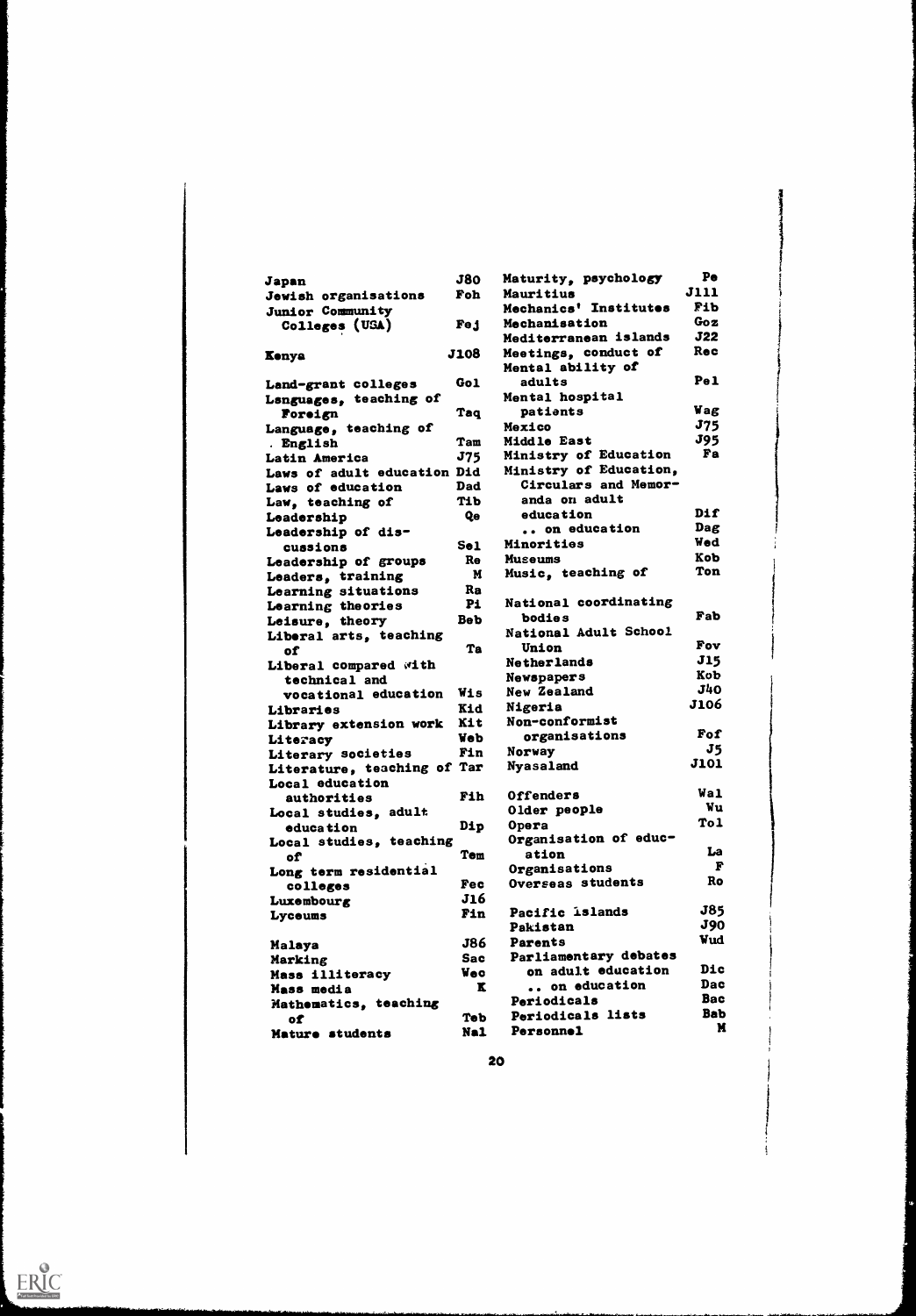| Term | Code |
|---|---|
| Japan | J80 |
| Jewish organisations | Foh |
| Junior Community Colleges (USA) | Fej |
| Kenya | J108 |
| Land-grant colleges | Gol |
| Languages, teaching of Foreign | Taq |
| Language, teaching of English | Tam |
| Latin America | J75 |
| Laws of adult education | Did |
| Laws of education | Dad |
| Law, teaching of | Tib |
| Leadership | Qe |
| Leadership of discussions | Sel |
| Leadership of groups | Re |
| Leaders, training | M |
| Learning situations | Ra |
| Learning theories | Pi |
| Leisure, theory | Beb |
| Liberal arts, teaching of | Ta |
| Liberal compared with technical and vocational education | Wis |
| Libraries | Kid |
| Library extension work | Kit |
| Literacy | Web |
| Literary societies | Fin |
| Literature, teaching of | Tar |
| Local education authorities | Fih |
| Local studies, adult education | Dip |
| Local studies, teaching of | Tem |
| Long term residential colleges | Fec |
| Luxembourg | J16 |
| Lyceums | Fin |
| Malaya | J86 |
| Marking | Sac |
| Mass illiteracy | Weo |
| Mass media | K |
| Mathematics, teaching of | Teb |
| Mature students | Nal |
| Maturity, psychology | Pe |
| Mauritius | J111 |
| Mechanics' Institutes | Fib |
| Mechanisation | Goz |
| Mediterranean islands | J22 |
| Meetings, conduct of | Rec |
| Mental ability of adults | Pel |
| Mental hospital patients | Wag |
| Mexico | J75 |
| Middle East | J95 |
| Ministry of Education | Fa |
| Ministry of Education, Circulars and Memoranda on adult education | Dif |
| .. on education | Dag |
| Minorities | Wed |
| Museums | Kob |
| Music, teaching of | Ton |
| National coordinating bodies | Fab |
| National Adult School Union | Fov |
| Netherlands | J15 |
| Newspapers | Kob |
| New Zealand | J40 |
| Nigeria | J106 |
| Non-conformist organisations | Fof |
| Norway | J5 |
| Nyasaland | J101 |
| Offenders | Wal |
| Older people | Wu |
| Opera | Tol |
| Organisation of education | La |
| Organisations | F |
| Overseas students | Ro |
| Pacific islands | J85 |
| Pakistan | J90 |
| Parents | Wud |
| Parliamentary debates on adult education | Dic |
| .. on education | Dac |
| Periodicals | Bac |
| Periodicals lists | Bab |
| Personnel | M |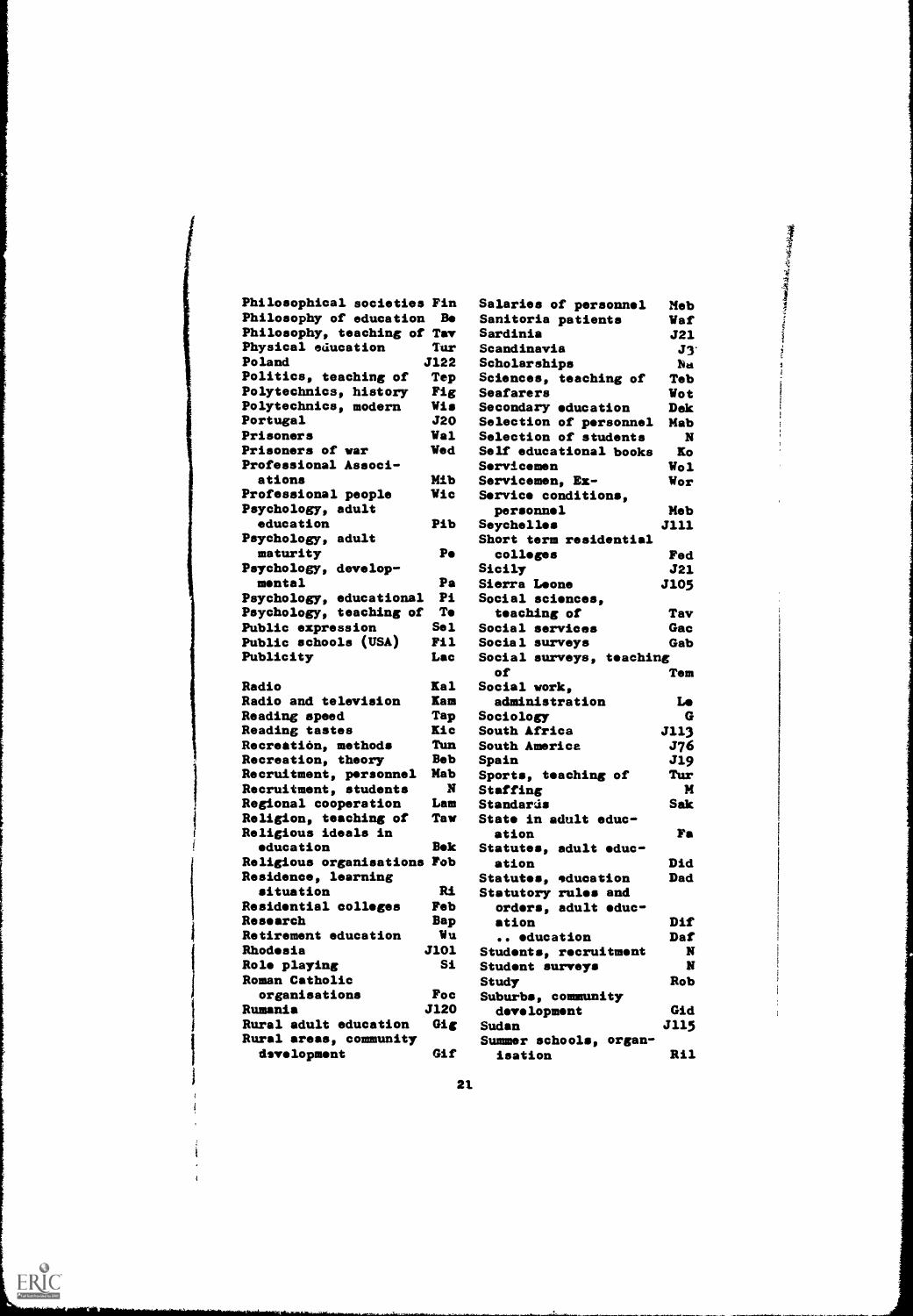| | |
|---|---|
| Philosophical societies | Fin |
| Philosophy of education | Be |
| Philosophy, teaching of | Tav |
| Physical education | Tur |
| Poland | J122 |
| Politics, teaching of | Tep |
| Polytechnics, history | Fig |
| Polytechnics, modern | Wis |
| Portugal | J20 |
| Prisoners | Wal |
| Prisoners of war | Wed |
| Professional Associations | Mib |
| Professional people | Wic |
| Psychology, adult education | Pib |
| Psychology, adult maturity | Pe |
| Psychology, developmental | Pa |
| Psychology, educational | Pi |
| Psychology, teaching of | Te |
| Public expression | Sel |
| Public schools (USA) | Fil |
| Publicity | Lac |
| Radio | Kal |
| Radio and television | Kam |
| Reading speed | Tap |
| Reading tastes | Kic |
| Recreation, methods | Tun |
| Recreation, theory | Beb |
| Recruitment, personnel | Mab |
| Recruitment, students | N |
| Regional cooperation | Lam |
| Religion, teaching of | Taw |
| Religious ideals in education | Bek |
| Religious organisations | Fob |
| Residence, learning situation | Ri |
| Residential colleges | Feb |
| Research | Bap |
| Retirement education | Wu |
| Rhodesia | J101 |
| Role playing | Si |
| Roman Catholic organisations | Foc |
| Rumania | J120 |
| Rural adult education | Gig |
| Rural areas, community development | Gif |
| Salaries of personnel | Meb |
| Sanitoria patients | Waf |
| Sardinia | J21 |
| Scandinavia | J3 |
| Scholarships | Na |
| Sciences, teaching of | Teb |
| Seafarers | Wot |
| Secondary education | Dek |
| Selection of personnel | Mab |
| Selection of students | N |
| Self educational books | Ko |
| Servicemen | Wol |
| Servicemen, Ex- | Wor |
| Service conditions, personnel | Meb |
| Seychelles | J111 |
| Short term residential colleges | Fed |
| Sicily | J21 |
| Sierra Leone | J105 |
| Social sciences, teaching of | Tav |
| Social services | Gac |
| Social surveys | Gab |
| Social surveys, teaching of | Tem |
| Social work, administration | Le |
| Sociology | G |
| South Africa | J113 |
| South America | J76 |
| Spain | J19 |
| Sports, teaching of | Tur |
| Staffing | M |
| Standards | Sak |
| State in adult education | Fa |
| Statutes, adult education | Did |
| Statutes, education | Dad |
| Statutory rules and orders, adult education | Dif |
| .. education | Daf |
| Students, recruitment | N |
| Student surveys | N |
| Study | Rob |
| Suburbs, community development | Gid |
| Sudan | J115 |
| Summer schools, organisation | Ril |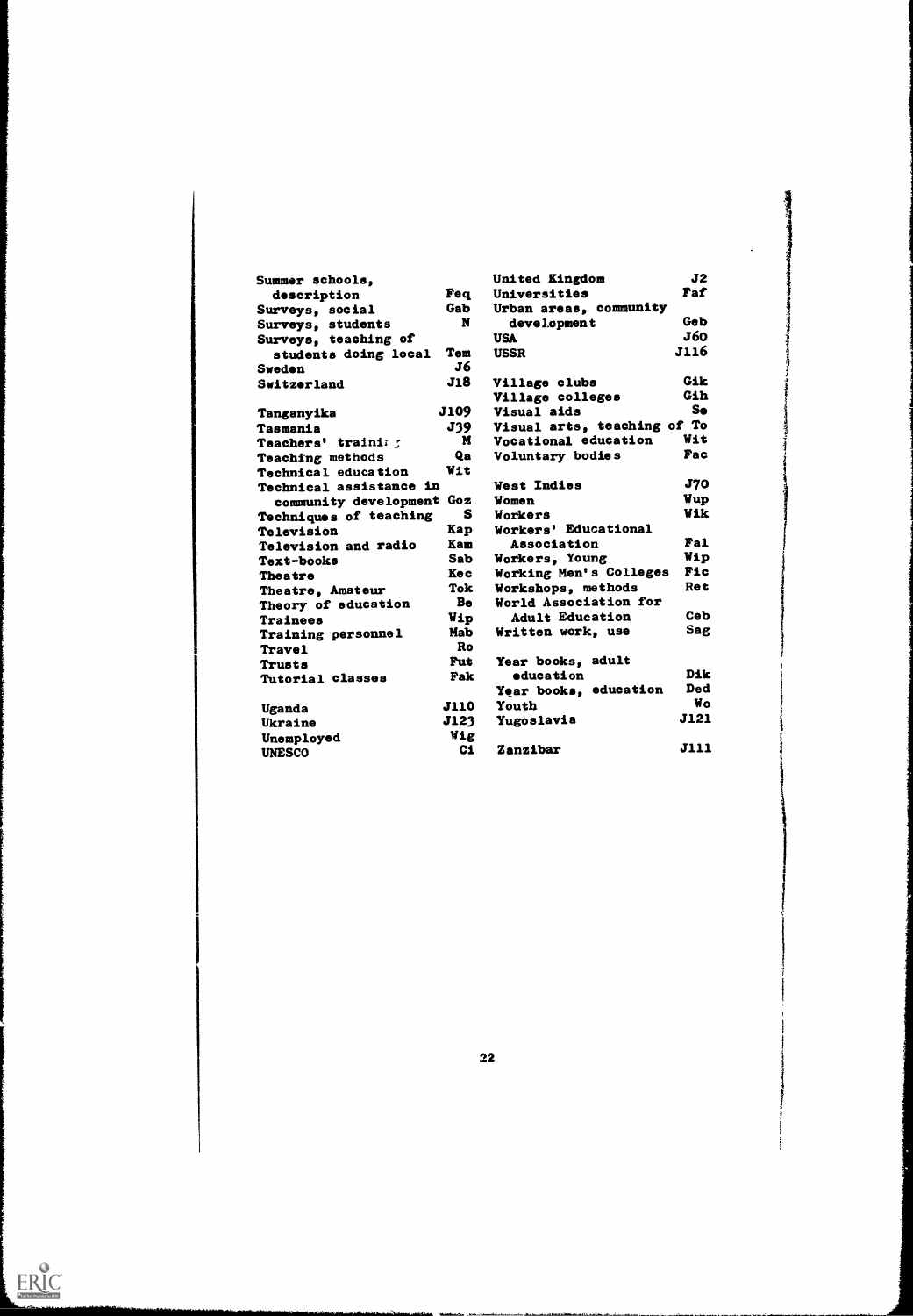| | |
|---|---|
| Summer schools, description | Feq |
| Surveys, social | Gab |
| Surveys, students | N |
| Surveys, teaching of students doing local | Tem |
| Sweden | J6 |
| Switzerland | J18 |
| Tanganyika | J109 |
| Tasmania | J39 |
| Teachers' training | M |
| Teaching methods | Qa |
| Technical education | Wit |
| Technical assistance in community development | Goz |
| Techniques of teaching | S |
| Television | Kap |
| Television and radio | Kam |
| Text-books | Sab |
| Theatre | Kec |
| Theatre, Amateur | Tok |
| Theory of education | Be |
| Trainees | Wip |
| Training personnel | Mab |
| Travel | Ro |
| Trusts | Fut |
| Tutorial classes | Fak |
| Uganda | J110 |
| Ukraine | J123 |
| Unemployed | Wig |
| UNESCO | Ci |
| United Kingdom | J2 |
| Universities | Faf |
| Urban areas, community development | Geb |
| USA | J60 |
| USSR | J116 |
| Village clubs | Gik |
| Village colleges | Gih |
| Visual aids | Se |
| Visual arts, teaching of | To |
| Vocational education | Wit |
| Voluntary bodies | Fac |
| West Indies | J70 |
| Women | Wup |
| Workers | Wik |
| Workers' Educational Association | Fal |
| Workers, Young | Wip |
| Working Men's Colleges | Fic |
| Workshops, methods | Ret |
| World Association for Adult Education | Ceb |
| Written work, use | Sag |
| Year books, adult education | Dik |
| Year books, education | Ded |
| Youth | Wo |
| Yugoslavia | J121 |
| Zanzibar | J111 |